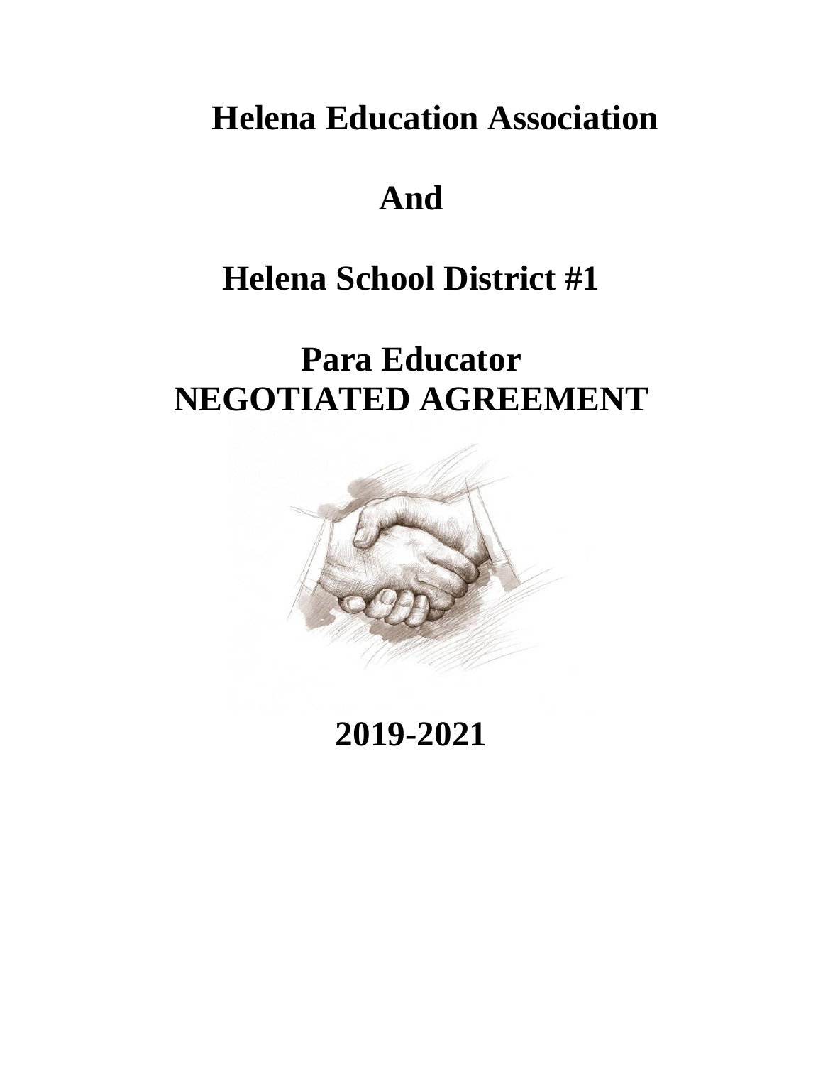# Helena Education Association

# And

# Helena School District #1

# Para Educator NEGOTIATED AGREEMENT

# 2019-2021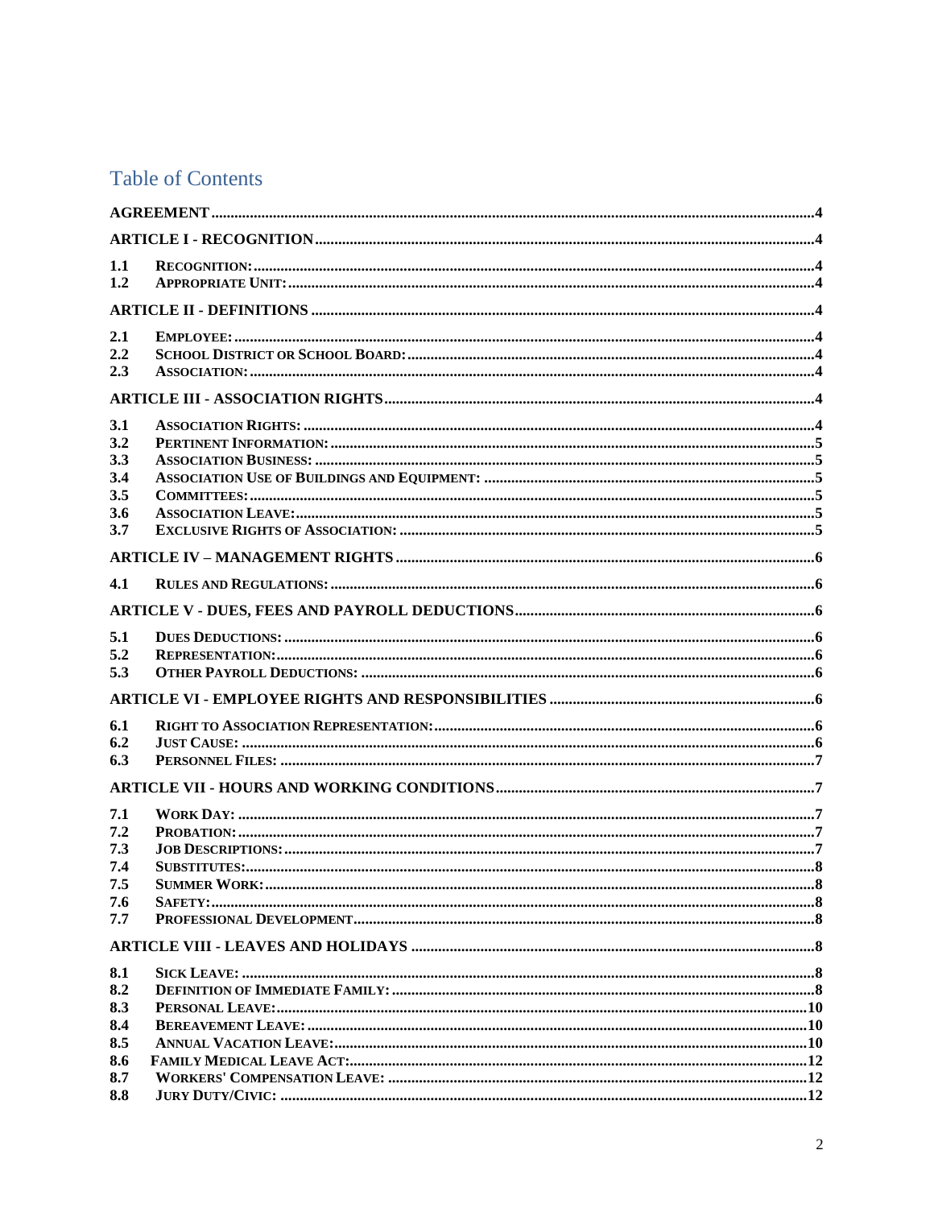# Table of Contents

| | | |
|---|---|---|
| **AGREEMENT** | | 4 |
| **ARTICLE I - RECOGNITION** | | 4 |
| 1.1 | RECOGNITION: | 4 |
| 1.2 | APPROPRIATE UNIT: | 4 |
| **ARTICLE II - DEFINITIONS** | | 4 |
| 2.1 | EMPLOYEE: | 4 |
| 2.2 | SCHOOL DISTRICT OR SCHOOL BOARD: | 4 |
| 2.3 | ASSOCIATION: | 4 |
| **ARTICLE III - ASSOCIATION RIGHTS** | | 4 |
| 3.1 | ASSOCIATION RIGHTS: | 4 |
| 3.2 | PERTINENT INFORMATION: | 5 |
| 3.3 | ASSOCIATION BUSINESS: | 5 |
| 3.4 | ASSOCIATION USE OF BUILDINGS AND EQUIPMENT: | 5 |
| 3.5 | COMMITTEES: | 5 |
| 3.6 | ASSOCIATION LEAVE: | 5 |
| 3.7 | EXCLUSIVE RIGHTS OF ASSOCIATION: | 5 |
| **ARTICLE IV – MANAGEMENT RIGHTS** | | 6 |
| 4.1 | RULES AND REGULATIONS: | 6 |
| **ARTICLE V - DUES, FEES AND PAYROLL DEDUCTIONS** | | 6 |
| 5.1 | DUES DEDUCTIONS: | 6 |
| 5.2 | REPRESENTATION: | 6 |
| 5.3 | OTHER PAYROLL DEDUCTIONS: | 6 |
| **ARTICLE VI - EMPLOYEE RIGHTS AND RESPONSIBILITIES** | | 6 |
| 6.1 | RIGHT TO ASSOCIATION REPRESENTATION: | 6 |
| 6.2 | JUST CAUSE: | 6 |
| 6.3 | PERSONNEL FILES: | 7 |
| **ARTICLE VII - HOURS AND WORKING CONDITIONS** | | 7 |
| 7.1 | WORK DAY: | 7 |
| 7.2 | PROBATION: | 7 |
| 7.3 | JOB DESCRIPTIONS: | 7 |
| 7.4 | SUBSTITUTES: | 8 |
| 7.5 | SUMMER WORK: | 8 |
| 7.6 | SAFETY: | 8 |
| 7.7 | PROFESSIONAL DEVELOPMENT | 8 |
| **ARTICLE VIII - LEAVES AND HOLIDAYS** | | 8 |
| 8.1 | SICK LEAVE: | 8 |
| 8.2 | DEFINITION OF IMMEDIATE FAMILY: | 8 |
| 8.3 | PERSONAL LEAVE: | 10 |
| 8.4 | BEREAVEMENT LEAVE: | 10 |
| 8.5 | ANNUAL VACATION LEAVE: | 10 |
| 8.6 | FAMILY MEDICAL LEAVE ACT: | 12 |
| 8.7 | WORKERS' COMPENSATION LEAVE: | 12 |
| 8.8 | JURY DUTY/CIVIC: | 12 |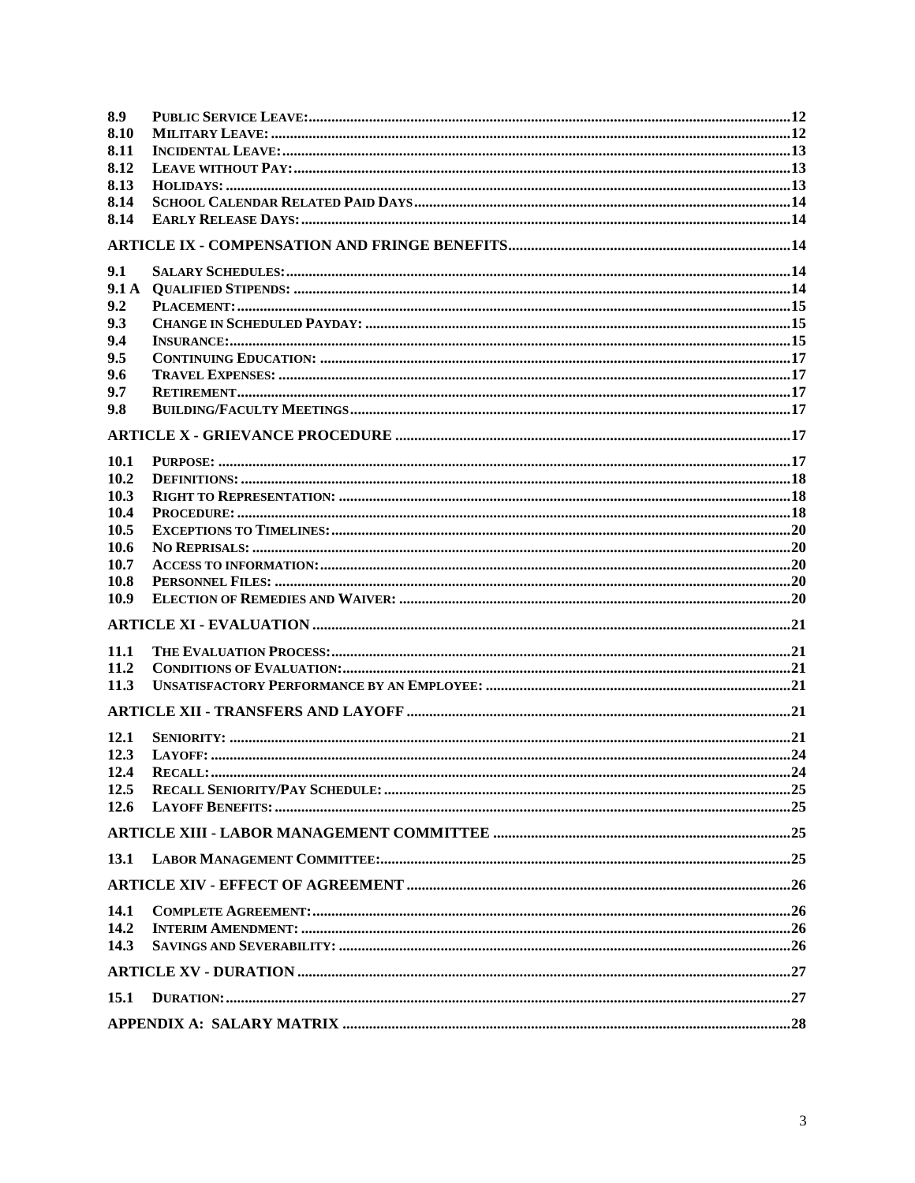| | | |
|---|---|---|
| 8.9 | Public Service Leave: | 12 |
| 8.10 | Military Leave: | 12 |
| 8.11 | Incidental Leave: | 13 |
| 8.12 | Leave without Pay: | 13 |
| 8.13 | Holidays: | 13 |
| 8.14 | School Calendar Related Paid Days | 14 |
| 8.14 | Early Release Days: | 14 |
| **ARTICLE IX - COMPENSATION AND FRINGE BENEFITS** | | **14** |
| 9.1 | Salary Schedules: | 14 |
| 9.1 A | Qualified Stipends: | 14 |
| 9.2 | Placement: | 15 |
| 9.3 | Change in Scheduled Payday: | 15 |
| 9.4 | Insurance: | 15 |
| 9.5 | Continuing Education: | 17 |
| 9.6 | Travel Expenses: | 17 |
| 9.7 | Retirement | 17 |
| 9.8 | Building/Faculty Meetings | 17 |
| **ARTICLE X - GRIEVANCE PROCEDURE** | | **17** |
| 10.1 | Purpose: | 17 |
| 10.2 | Definitions: | 18 |
| 10.3 | Right to Representation: | 18 |
| 10.4 | Procedure: | 18 |
| 10.5 | Exceptions to Timelines: | 20 |
| 10.6 | No Reprisals: | 20 |
| 10.7 | Access to information: | 20 |
| 10.8 | Personnel Files: | 20 |
| 10.9 | Election of Remedies and Waiver: | 20 |
| **ARTICLE XI - EVALUATION** | | **21** |
| 11.1 | The Evaluation Process: | 21 |
| 11.2 | Conditions of Evaluation: | 21 |
| 11.3 | Unsatisfactory Performance by an Employee: | 21 |
| **ARTICLE XII - TRANSFERS AND LAYOFF** | | **21** |
| 12.1 | Seniority: | 21 |
| 12.3 | Layoff: | 24 |
| 12.4 | Recall: | 24 |
| 12.5 | Recall Seniority/Pay Schedule: | 25 |
| 12.6 | Layoff Benefits: | 25 |
| **ARTICLE XIII - LABOR MANAGEMENT COMMITTEE** | | **25** |
| 13.1 | Labor Management Committee: | 25 |
| **ARTICLE XIV - EFFECT OF AGREEMENT** | | **26** |
| 14.1 | Complete Agreement: | 26 |
| 14.2 | Interim Amendment: | 26 |
| 14.3 | Savings and Severability: | 26 |
| **ARTICLE XV - DURATION** | | **27** |
| 15.1 | Duration: | 27 |
| **APPENDIX A: SALARY MATRIX** | | **28** |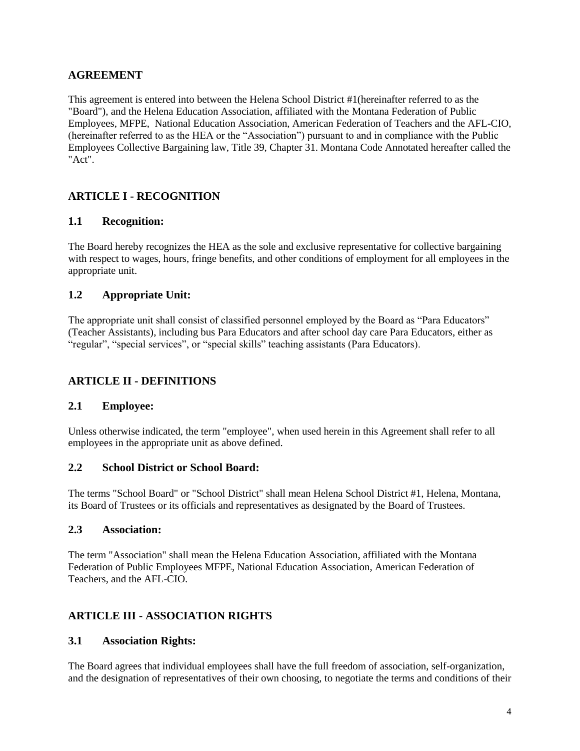## AGREEMENT

This agreement is entered into between the Helena School District #1(hereinafter referred to as the "Board"), and the Helena Education Association, affiliated with the Montana Federation of Public Employees, MFPE, National Education Association, American Federation of Teachers and the AFL-CIO, (hereinafter referred to as the HEA or the "Association") pursuant to and in compliance with the Public Employees Collective Bargaining law, Title 39, Chapter 31. Montana Code Annotated hereafter called the "Act".

## ARTICLE I - RECOGNITION

### 1.1 Recognition:

The Board hereby recognizes the HEA as the sole and exclusive representative for collective bargaining with respect to wages, hours, fringe benefits, and other conditions of employment for all employees in the appropriate unit.

### 1.2 Appropriate Unit:

The appropriate unit shall consist of classified personnel employed by the Board as "Para Educators" (Teacher Assistants), including bus Para Educators and after school day care Para Educators, either as "regular", "special services", or "special skills" teaching assistants (Para Educators).

## ARTICLE II - DEFINITIONS

### 2.1 Employee:

Unless otherwise indicated, the term "employee", when used herein in this Agreement shall refer to all employees in the appropriate unit as above defined.

### 2.2 School District or School Board:

The terms "School Board" or "School District" shall mean Helena School District #1, Helena, Montana, its Board of Trustees or its officials and representatives as designated by the Board of Trustees.

### 2.3 Association:

The term "Association" shall mean the Helena Education Association, affiliated with the Montana Federation of Public Employees MFPE, National Education Association, American Federation of Teachers, and the AFL-CIO.

## ARTICLE III - ASSOCIATION RIGHTS

### 3.1 Association Rights:

The Board agrees that individual employees shall have the full freedom of association, self-organization, and the designation of representatives of their own choosing, to negotiate the terms and conditions of their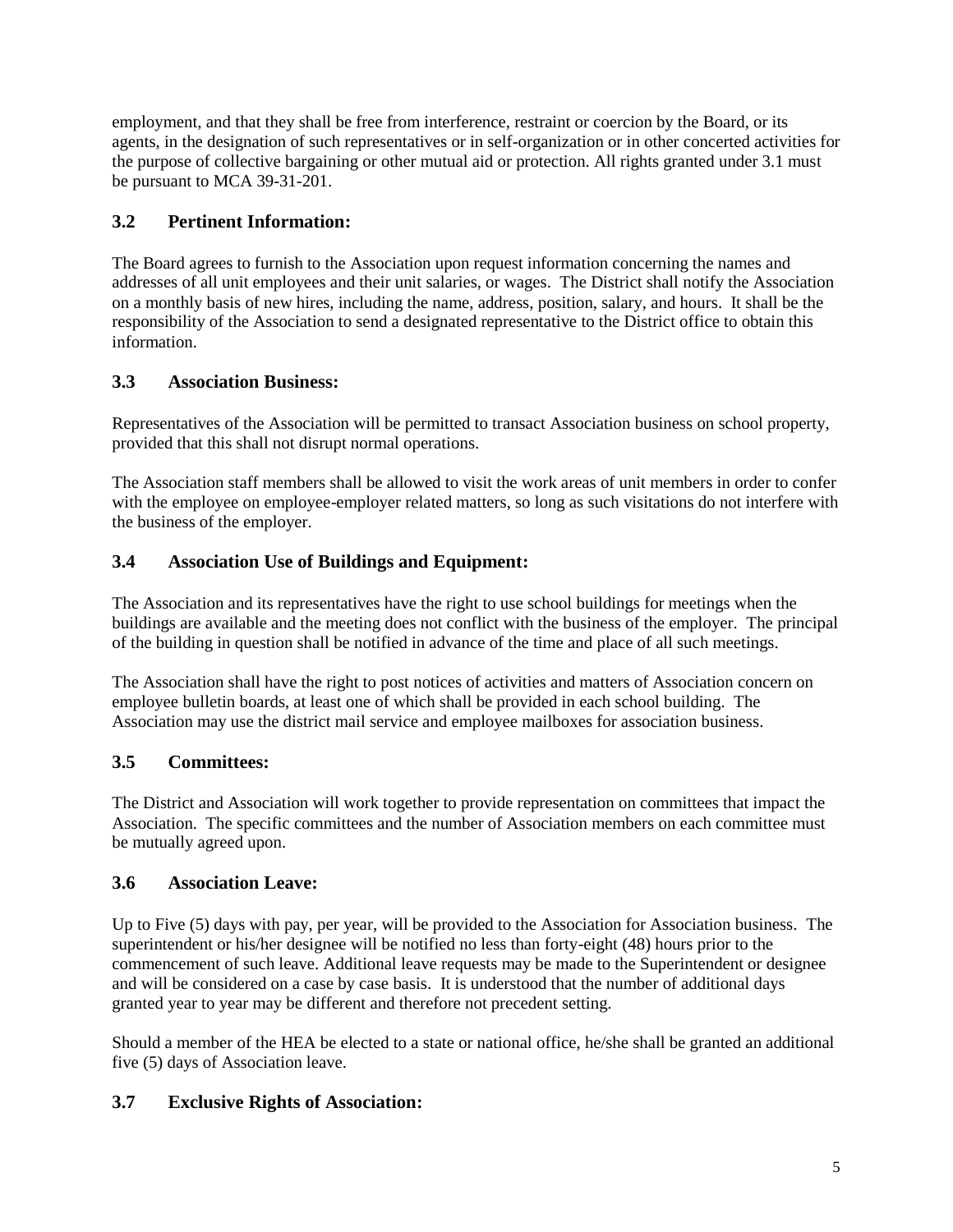employment, and that they shall be free from interference, restraint or coercion by the Board, or its agents, in the designation of such representatives or in self-organization or in other concerted activities for the purpose of collective bargaining or other mutual aid or protection. All rights granted under 3.1 must be pursuant to MCA 39-31-201.

### 3.2 Pertinent Information:

The Board agrees to furnish to the Association upon request information concerning the names and addresses of all unit employees and their unit salaries, or wages. The District shall notify the Association on a monthly basis of new hires, including the name, address, position, salary, and hours. It shall be the responsibility of the Association to send a designated representative to the District office to obtain this information.

### 3.3 Association Business:

Representatives of the Association will be permitted to transact Association business on school property, provided that this shall not disrupt normal operations.

The Association staff members shall be allowed to visit the work areas of unit members in order to confer with the employee on employee-employer related matters, so long as such visitations do not interfere with the business of the employer.

### 3.4 Association Use of Buildings and Equipment:

The Association and its representatives have the right to use school buildings for meetings when the buildings are available and the meeting does not conflict with the business of the employer. The principal of the building in question shall be notified in advance of the time and place of all such meetings.

The Association shall have the right to post notices of activities and matters of Association concern on employee bulletin boards, at least one of which shall be provided in each school building. The Association may use the district mail service and employee mailboxes for association business.

### 3.5 Committees:

The District and Association will work together to provide representation on committees that impact the Association. The specific committees and the number of Association members on each committee must be mutually agreed upon.

### 3.6 Association Leave:

Up to Five (5) days with pay, per year, will be provided to the Association for Association business. The superintendent or his/her designee will be notified no less than forty-eight (48) hours prior to the commencement of such leave. Additional leave requests may be made to the Superintendent or designee and will be considered on a case by case basis. It is understood that the number of additional days granted year to year may be different and therefore not precedent setting.

Should a member of the HEA be elected to a state or national office, he/she shall be granted an additional five (5) days of Association leave.

### 3.7 Exclusive Rights of Association: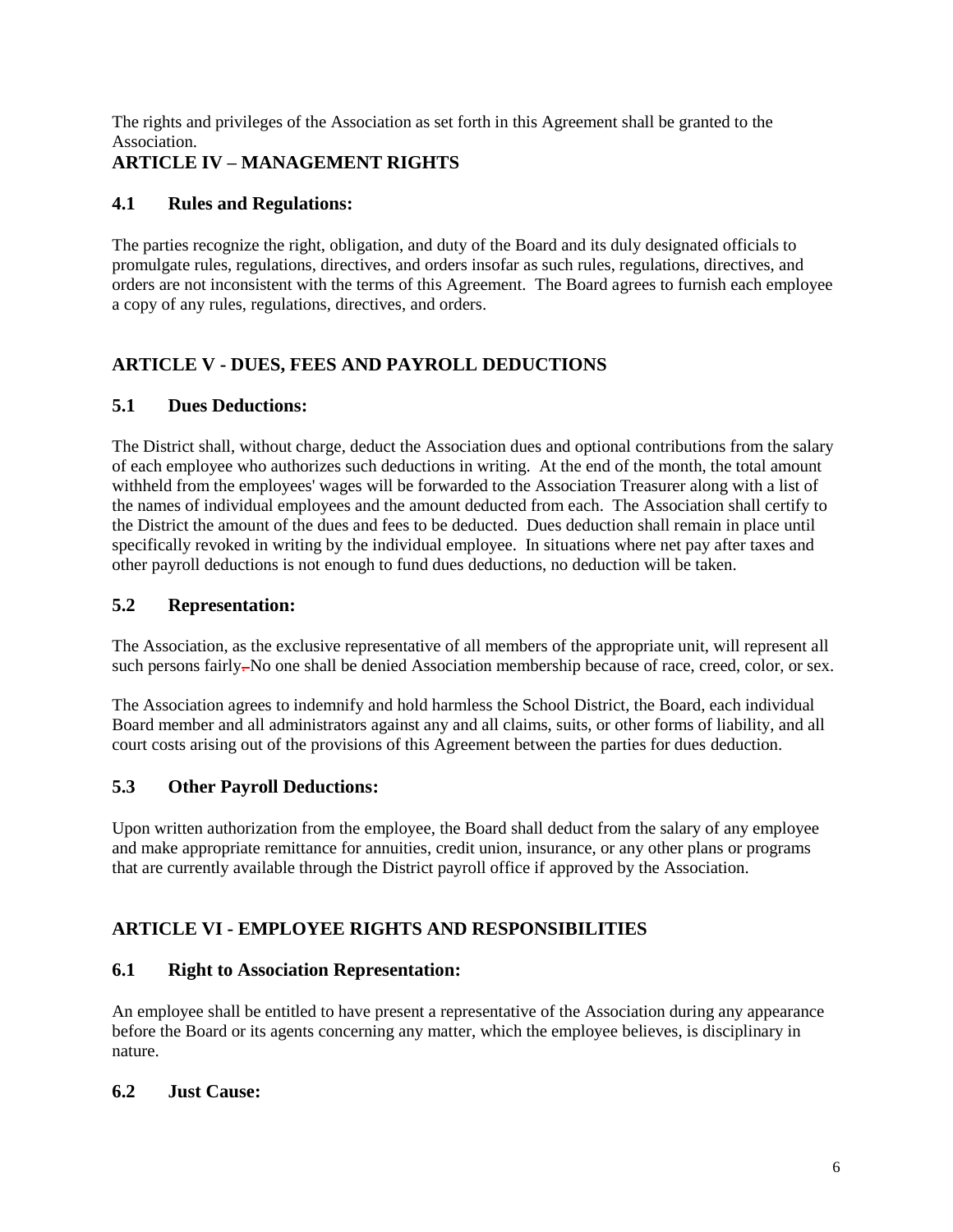The rights and privileges of the Association as set forth in this Agreement shall be granted to the Association.

## ARTICLE IV – MANAGEMENT RIGHTS

### 4.1 Rules and Regulations:

The parties recognize the right, obligation, and duty of the Board and its duly designated officials to promulgate rules, regulations, directives, and orders insofar as such rules, regulations, directives, and orders are not inconsistent with the terms of this Agreement. The Board agrees to furnish each employee a copy of any rules, regulations, directives, and orders.

## ARTICLE V - DUES, FEES AND PAYROLL DEDUCTIONS

### 5.1 Dues Deductions:

The District shall, without charge, deduct the Association dues and optional contributions from the salary of each employee who authorizes such deductions in writing. At the end of the month, the total amount withheld from the employees' wages will be forwarded to the Association Treasurer along with a list of the names of individual employees and the amount deducted from each. The Association shall certify to the District the amount of the dues and fees to be deducted. Dues deduction shall remain in place until specifically revoked in writing by the individual employee. In situations where net pay after taxes and other payroll deductions is not enough to fund dues deductions, no deduction will be taken.

### 5.2 Representation:

The Association, as the exclusive representative of all members of the appropriate unit, will represent all such persons fairly. No one shall be denied Association membership because of race, creed, color, or sex.

The Association agrees to indemnify and hold harmless the School District, the Board, each individual Board member and all administrators against any and all claims, suits, or other forms of liability, and all court costs arising out of the provisions of this Agreement between the parties for dues deduction.

### 5.3 Other Payroll Deductions:

Upon written authorization from the employee, the Board shall deduct from the salary of any employee and make appropriate remittance for annuities, credit union, insurance, or any other plans or programs that are currently available through the District payroll office if approved by the Association.

## ARTICLE VI - EMPLOYEE RIGHTS AND RESPONSIBILITIES

### 6.1 Right to Association Representation:

An employee shall be entitled to have present a representative of the Association during any appearance before the Board or its agents concerning any matter, which the employee believes, is disciplinary in nature.

### 6.2 Just Cause: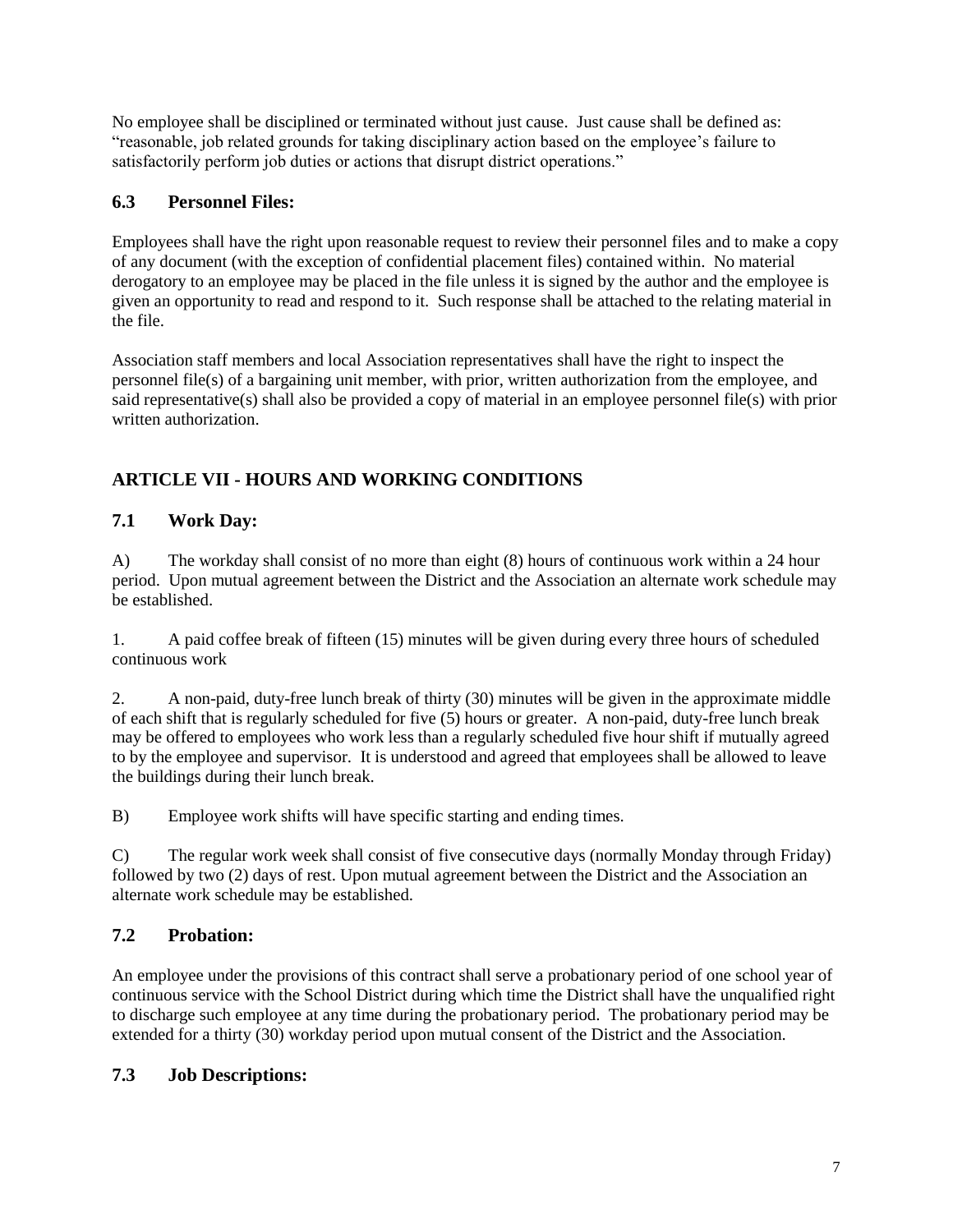No employee shall be disciplined or terminated without just cause. Just cause shall be defined as: "reasonable, job related grounds for taking disciplinary action based on the employee's failure to satisfactorily perform job duties or actions that disrupt district operations."

### 6.3 Personnel Files:

Employees shall have the right upon reasonable request to review their personnel files and to make a copy of any document (with the exception of confidential placement files) contained within. No material derogatory to an employee may be placed in the file unless it is signed by the author and the employee is given an opportunity to read and respond to it. Such response shall be attached to the relating material in the file.

Association staff members and local Association representatives shall have the right to inspect the personnel file(s) of a bargaining unit member, with prior, written authorization from the employee, and said representative(s) shall also be provided a copy of material in an employee personnel file(s) with prior written authorization.

## ARTICLE VII - HOURS AND WORKING CONDITIONS

### 7.1 Work Day:

A) The workday shall consist of no more than eight (8) hours of continuous work within a 24 hour period. Upon mutual agreement between the District and the Association an alternate work schedule may be established.

1. A paid coffee break of fifteen (15) minutes will be given during every three hours of scheduled continuous work

2. A non-paid, duty-free lunch break of thirty (30) minutes will be given in the approximate middle of each shift that is regularly scheduled for five (5) hours or greater. A non-paid, duty-free lunch break may be offered to employees who work less than a regularly scheduled five hour shift if mutually agreed to by the employee and supervisor. It is understood and agreed that employees shall be allowed to leave the buildings during their lunch break.

B) Employee work shifts will have specific starting and ending times.

C) The regular work week shall consist of five consecutive days (normally Monday through Friday) followed by two (2) days of rest. Upon mutual agreement between the District and the Association an alternate work schedule may be established.

### 7.2 Probation:

An employee under the provisions of this contract shall serve a probationary period of one school year of continuous service with the School District during which time the District shall have the unqualified right to discharge such employee at any time during the probationary period. The probationary period may be extended for a thirty (30) workday period upon mutual consent of the District and the Association.

### 7.3 Job Descriptions: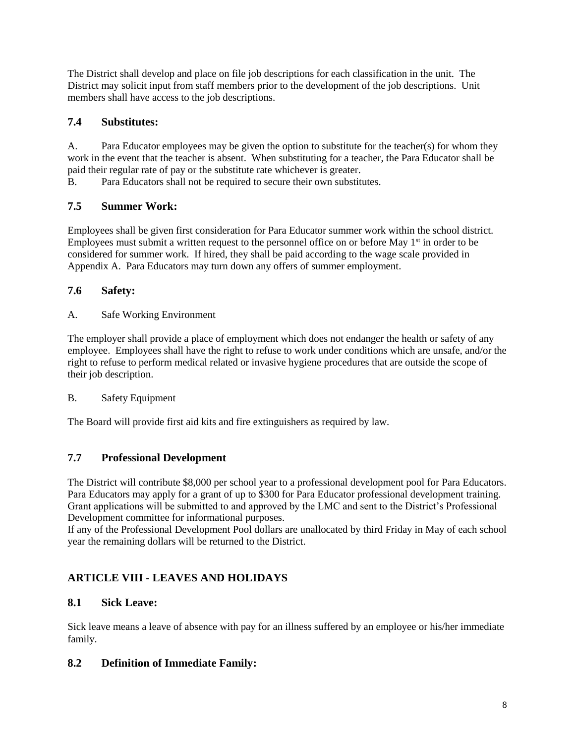The District shall develop and place on file job descriptions for each classification in the unit. The District may solicit input from staff members prior to the development of the job descriptions. Unit members shall have access to the job descriptions.

### 7.4 Substitutes:

A. Para Educator employees may be given the option to substitute for the teacher(s) for whom they work in the event that the teacher is absent. When substituting for a teacher, the Para Educator shall be paid their regular rate of pay or the substitute rate whichever is greater.

B. Para Educators shall not be required to secure their own substitutes.

### 7.5 Summer Work:

Employees shall be given first consideration for Para Educator summer work within the school district. Employees must submit a written request to the personnel office on or before May 1st in order to be considered for summer work. If hired, they shall be paid according to the wage scale provided in Appendix A. Para Educators may turn down any offers of summer employment.

### 7.6 Safety:

A. Safe Working Environment

The employer shall provide a place of employment which does not endanger the health or safety of any employee. Employees shall have the right to refuse to work under conditions which are unsafe, and/or the right to refuse to perform medical related or invasive hygiene procedures that are outside the scope of their job description.

B. Safety Equipment

The Board will provide first aid kits and fire extinguishers as required by law.

### 7.7 Professional Development

The District will contribute $8,000 per school year to a professional development pool for Para Educators. Para Educators may apply for a grant of up to $300 for Para Educator professional development training. Grant applications will be submitted to and approved by the LMC and sent to the District's Professional Development committee for informational purposes.

If any of the Professional Development Pool dollars are unallocated by third Friday in May of each school year the remaining dollars will be returned to the District.

## ARTICLE VIII - LEAVES AND HOLIDAYS

### 8.1 Sick Leave:

Sick leave means a leave of absence with pay for an illness suffered by an employee or his/her immediate family.

### 8.2 Definition of Immediate Family: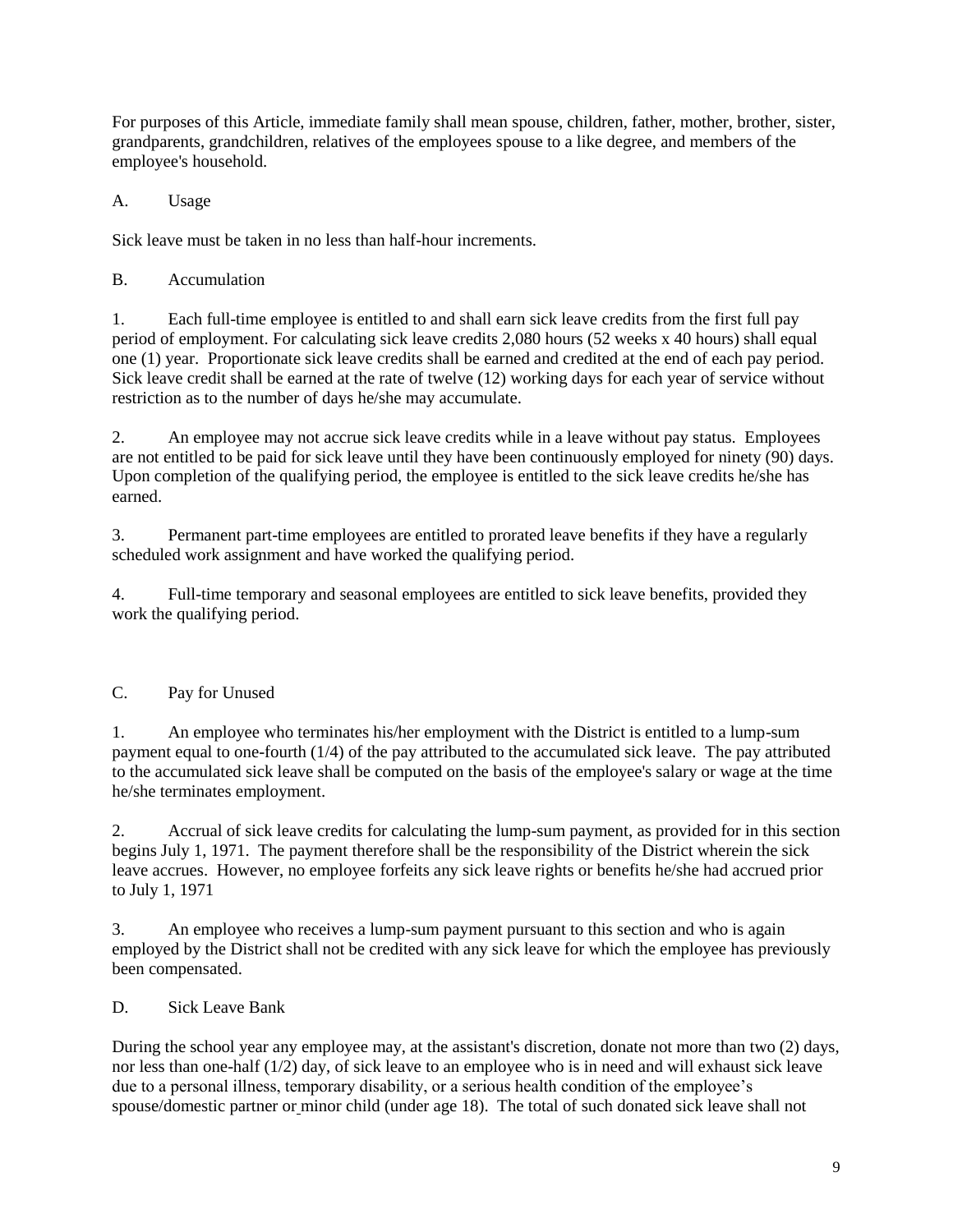For purposes of this Article, immediate family shall mean spouse, children, father, mother, brother, sister, grandparents, grandchildren, relatives of the employees spouse to a like degree, and members of the employee's household.

A. Usage

Sick leave must be taken in no less than half-hour increments.

B. Accumulation

1. Each full-time employee is entitled to and shall earn sick leave credits from the first full pay period of employment. For calculating sick leave credits 2,080 hours (52 weeks x 40 hours) shall equal one (1) year. Proportionate sick leave credits shall be earned and credited at the end of each pay period. Sick leave credit shall be earned at the rate of twelve (12) working days for each year of service without restriction as to the number of days he/she may accumulate.

2. An employee may not accrue sick leave credits while in a leave without pay status. Employees are not entitled to be paid for sick leave until they have been continuously employed for ninety (90) days. Upon completion of the qualifying period, the employee is entitled to the sick leave credits he/she has earned.

3. Permanent part-time employees are entitled to prorated leave benefits if they have a regularly scheduled work assignment and have worked the qualifying period.

4. Full-time temporary and seasonal employees are entitled to sick leave benefits, provided they work the qualifying period.

C. Pay for Unused

1. An employee who terminates his/her employment with the District is entitled to a lump-sum payment equal to one-fourth (1/4) of the pay attributed to the accumulated sick leave. The pay attributed to the accumulated sick leave shall be computed on the basis of the employee's salary or wage at the time he/she terminates employment.

2. Accrual of sick leave credits for calculating the lump-sum payment, as provided for in this section begins July 1, 1971. The payment therefore shall be the responsibility of the District wherein the sick leave accrues. However, no employee forfeits any sick leave rights or benefits he/she had accrued prior to July 1, 1971

3. An employee who receives a lump-sum payment pursuant to this section and who is again employed by the District shall not be credited with any sick leave for which the employee has previously been compensated.

D. Sick Leave Bank

During the school year any employee may, at the assistant's discretion, donate not more than two (2) days, nor less than one-half (1/2) day, of sick leave to an employee who is in need and will exhaust sick leave due to a personal illness, temporary disability, or a serious health condition of the employee's spouse/domestic partner or minor child (under age 18). The total of such donated sick leave shall not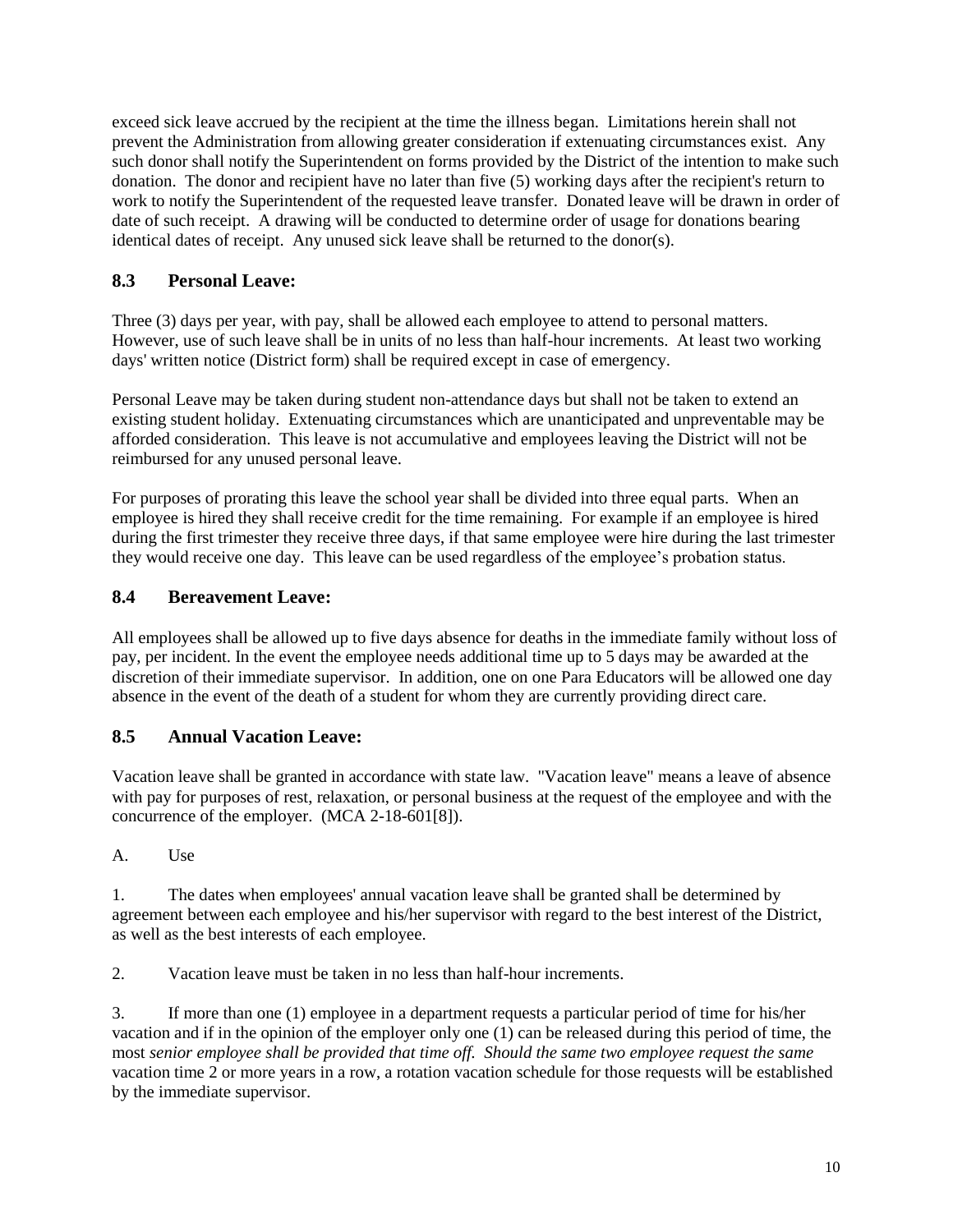exceed sick leave accrued by the recipient at the time the illness began. Limitations herein shall not prevent the Administration from allowing greater consideration if extenuating circumstances exist. Any such donor shall notify the Superintendent on forms provided by the District of the intention to make such donation. The donor and recipient have no later than five (5) working days after the recipient's return to work to notify the Superintendent of the requested leave transfer. Donated leave will be drawn in order of date of such receipt. A drawing will be conducted to determine order of usage for donations bearing identical dates of receipt. Any unused sick leave shall be returned to the donor(s).

### 8.3 Personal Leave:

Three (3) days per year, with pay, shall be allowed each employee to attend to personal matters. However, use of such leave shall be in units of no less than half-hour increments. At least two working days' written notice (District form) shall be required except in case of emergency.

Personal Leave may be taken during student non-attendance days but shall not be taken to extend an existing student holiday. Extenuating circumstances which are unanticipated and unpreventable may be afforded consideration. This leave is not accumulative and employees leaving the District will not be reimbursed for any unused personal leave.

For purposes of prorating this leave the school year shall be divided into three equal parts. When an employee is hired they shall receive credit for the time remaining. For example if an employee is hired during the first trimester they receive three days, if that same employee were hire during the last trimester they would receive one day. This leave can be used regardless of the employee's probation status.

### 8.4 Bereavement Leave:

All employees shall be allowed up to five days absence for deaths in the immediate family without loss of pay, per incident. In the event the employee needs additional time up to 5 days may be awarded at the discretion of their immediate supervisor. In addition, one on one Para Educators will be allowed one day absence in the event of the death of a student for whom they are currently providing direct care.

### 8.5 Annual Vacation Leave:

Vacation leave shall be granted in accordance with state law. "Vacation leave" means a leave of absence with pay for purposes of rest, relaxation, or personal business at the request of the employee and with the concurrence of the employer. (MCA 2-18-601[8]).

A. Use

1. The dates when employees' annual vacation leave shall be granted shall be determined by agreement between each employee and his/her supervisor with regard to the best interest of the District, as well as the best interests of each employee.

2. Vacation leave must be taken in no less than half-hour increments.

3. If more than one (1) employee in a department requests a particular period of time for his/her vacation and if in the opinion of the employer only one (1) can be released during this period of time, the most *senior employee shall be provided that time off. Should the same two employee request the same* vacation time 2 or more years in a row, a rotation vacation schedule for those requests will be established by the immediate supervisor.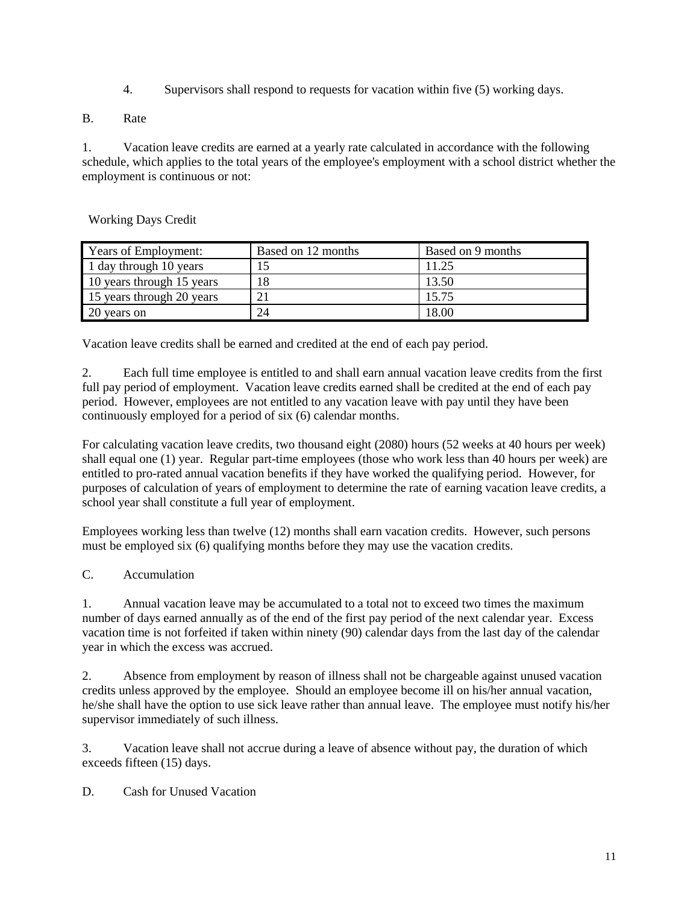4. Supervisors shall respond to requests for vacation within five (5) working days.

B. Rate

1. Vacation leave credits are earned at a yearly rate calculated in accordance with the following schedule, which applies to the total years of the employee's employment with a school district whether the employment is continuous or not:

Working Days Credit

| Years of Employment: | Based on 12 months | Based on 9 months |
|---|---|---|
| 1 day through 10 years | 15 | 11.25 |
| 10 years through 15 years | 18 | 13.50 |
| 15 years through 20 years | 21 | 15.75 |
| 20 years on | 24 | 18.00 |

Vacation leave credits shall be earned and credited at the end of each pay period.

2. Each full time employee is entitled to and shall earn annual vacation leave credits from the first full pay period of employment. Vacation leave credits earned shall be credited at the end of each pay period. However, employees are not entitled to any vacation leave with pay until they have been continuously employed for a period of six (6) calendar months.

For calculating vacation leave credits, two thousand eight (2080) hours (52 weeks at 40 hours per week) shall equal one (1) year. Regular part-time employees (those who work less than 40 hours per week) are entitled to pro-rated annual vacation benefits if they have worked the qualifying period. However, for purposes of calculation of years of employment to determine the rate of earning vacation leave credits, a school year shall constitute a full year of employment.

Employees working less than twelve (12) months shall earn vacation credits. However, such persons must be employed six (6) qualifying months before they may use the vacation credits.

C. Accumulation

1. Annual vacation leave may be accumulated to a total not to exceed two times the maximum number of days earned annually as of the end of the first pay period of the next calendar year. Excess vacation time is not forfeited if taken within ninety (90) calendar days from the last day of the calendar year in which the excess was accrued.

2. Absence from employment by reason of illness shall not be chargeable against unused vacation credits unless approved by the employee. Should an employee become ill on his/her annual vacation, he/she shall have the option to use sick leave rather than annual leave. The employee must notify his/her supervisor immediately of such illness.

3. Vacation leave shall not accrue during a leave of absence without pay, the duration of which exceeds fifteen (15) days.

D. Cash for Unused Vacation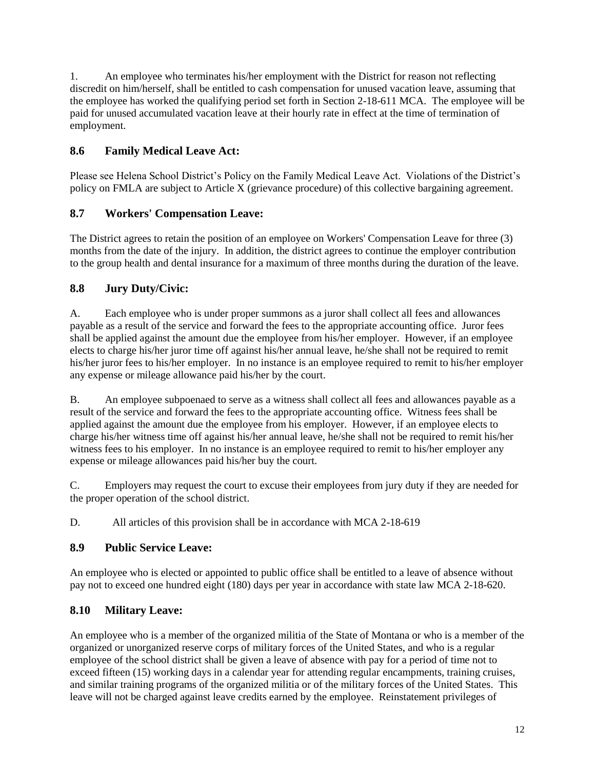1. An employee who terminates his/her employment with the District for reason not reflecting discredit on him/herself, shall be entitled to cash compensation for unused vacation leave, assuming that the employee has worked the qualifying period set forth in Section 2-18-611 MCA. The employee will be paid for unused accumulated vacation leave at their hourly rate in effect at the time of termination of employment.

## 8.6 Family Medical Leave Act:

Please see Helena School District's Policy on the Family Medical Leave Act. Violations of the District's policy on FMLA are subject to Article X (grievance procedure) of this collective bargaining agreement.

## 8.7 Workers' Compensation Leave:

The District agrees to retain the position of an employee on Workers' Compensation Leave for three (3) months from the date of the injury. In addition, the district agrees to continue the employer contribution to the group health and dental insurance for a maximum of three months during the duration of the leave.

## 8.8 Jury Duty/Civic:

A. Each employee who is under proper summons as a juror shall collect all fees and allowances payable as a result of the service and forward the fees to the appropriate accounting office. Juror fees shall be applied against the amount due the employee from his/her employer. However, if an employee elects to charge his/her juror time off against his/her annual leave, he/she shall not be required to remit his/her juror fees to his/her employer. In no instance is an employee required to remit to his/her employer any expense or mileage allowance paid his/her by the court.

B. An employee subpoenaed to serve as a witness shall collect all fees and allowances payable as a result of the service and forward the fees to the appropriate accounting office. Witness fees shall be applied against the amount due the employee from his employer. However, if an employee elects to charge his/her witness time off against his/her annual leave, he/she shall not be required to remit his/her witness fees to his employer. In no instance is an employee required to remit to his/her employer any expense or mileage allowances paid his/her buy the court.

C. Employers may request the court to excuse their employees from jury duty if they are needed for the proper operation of the school district.

D. All articles of this provision shall be in accordance with MCA 2-18-619

## 8.9 Public Service Leave:

An employee who is elected or appointed to public office shall be entitled to a leave of absence without pay not to exceed one hundred eight (180) days per year in accordance with state law MCA 2-18-620.

## 8.10 Military Leave:

An employee who is a member of the organized militia of the State of Montana or who is a member of the organized or unorganized reserve corps of military forces of the United States, and who is a regular employee of the school district shall be given a leave of absence with pay for a period of time not to exceed fifteen (15) working days in a calendar year for attending regular encampments, training cruises, and similar training programs of the organized militia or of the military forces of the United States. This leave will not be charged against leave credits earned by the employee. Reinstatement privileges of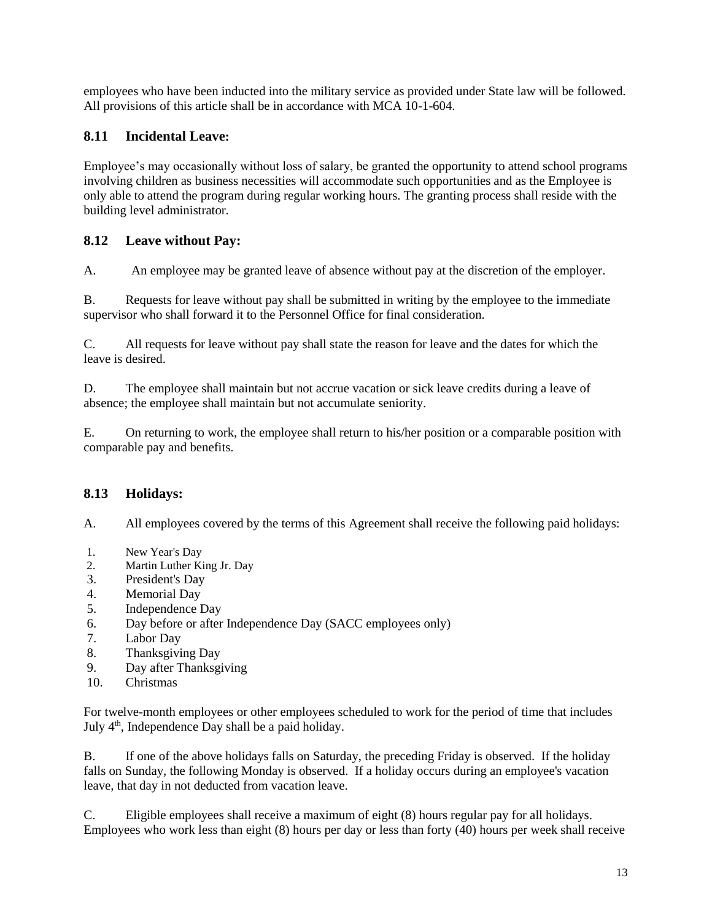employees who have been inducted into the military service as provided under State law will be followed. All provisions of this article shall be in accordance with MCA 10-1-604.

### 8.11 Incidental Leave:

Employee's may occasionally without loss of salary, be granted the opportunity to attend school programs involving children as business necessities will accommodate such opportunities and as the Employee is only able to attend the program during regular working hours. The granting process shall reside with the building level administrator.

### 8.12 Leave without Pay:

A. An employee may be granted leave of absence without pay at the discretion of the employer.

B. Requests for leave without pay shall be submitted in writing by the employee to the immediate supervisor who shall forward it to the Personnel Office for final consideration.

C. All requests for leave without pay shall state the reason for leave and the dates for which the leave is desired.

D. The employee shall maintain but not accrue vacation or sick leave credits during a leave of absence; the employee shall maintain but not accumulate seniority.

E. On returning to work, the employee shall return to his/her position or a comparable position with comparable pay and benefits.

### 8.13 Holidays:

A. All employees covered by the terms of this Agreement shall receive the following paid holidays:

1. New Year's Day
2. Martin Luther King Jr. Day
3. President's Day
4. Memorial Day
5. Independence Day
6. Day before or after Independence Day (SACC employees only)
7. Labor Day
8. Thanksgiving Day
9. Day after Thanksgiving
10. Christmas

For twelve-month employees or other employees scheduled to work for the period of time that includes July 4th, Independence Day shall be a paid holiday.

B. If one of the above holidays falls on Saturday, the preceding Friday is observed. If the holiday falls on Sunday, the following Monday is observed. If a holiday occurs during an employee's vacation leave, that day in not deducted from vacation leave.

C. Eligible employees shall receive a maximum of eight (8) hours regular pay for all holidays. Employees who work less than eight (8) hours per day or less than forty (40) hours per week shall receive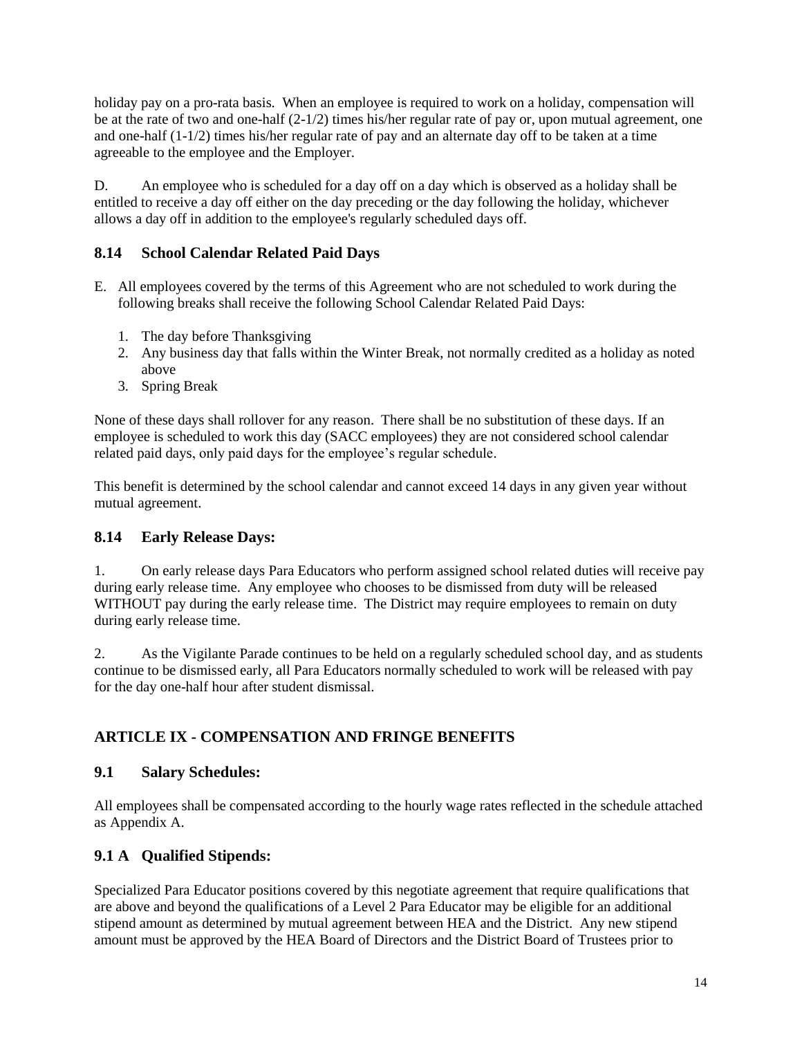holiday pay on a pro-rata basis. When an employee is required to work on a holiday, compensation will be at the rate of two and one-half (2-1/2) times his/her regular rate of pay or, upon mutual agreement, one and one-half (1-1/2) times his/her regular rate of pay and an alternate day off to be taken at a time agreeable to the employee and the Employer.

D. An employee who is scheduled for a day off on a day which is observed as a holiday shall be entitled to receive a day off either on the day preceding or the day following the holiday, whichever allows a day off in addition to the employee's regularly scheduled days off.

### 8.14 School Calendar Related Paid Days

E. All employees covered by the terms of this Agreement who are not scheduled to work during the following breaks shall receive the following School Calendar Related Paid Days:

1. The day before Thanksgiving
2. Any business day that falls within the Winter Break, not normally credited as a holiday as noted above
3. Spring Break

None of these days shall rollover for any reason. There shall be no substitution of these days. If an employee is scheduled to work this day (SACC employees) they are not considered school calendar related paid days, only paid days for the employee's regular schedule.

This benefit is determined by the school calendar and cannot exceed 14 days in any given year without mutual agreement.

### 8.14 Early Release Days:

1. On early release days Para Educators who perform assigned school related duties will receive pay during early release time. Any employee who chooses to be dismissed from duty will be released WITHOUT pay during the early release time. The District may require employees to remain on duty during early release time.

2. As the Vigilante Parade continues to be held on a regularly scheduled school day, and as students continue to be dismissed early, all Para Educators normally scheduled to work will be released with pay for the day one-half hour after student dismissal.

## ARTICLE IX - COMPENSATION AND FRINGE BENEFITS

### 9.1 Salary Schedules:

All employees shall be compensated according to the hourly wage rates reflected in the schedule attached as Appendix A.

### 9.1 A Qualified Stipends:

Specialized Para Educator positions covered by this negotiate agreement that require qualifications that are above and beyond the qualifications of a Level 2 Para Educator may be eligible for an additional stipend amount as determined by mutual agreement between HEA and the District. Any new stipend amount must be approved by the HEA Board of Directors and the District Board of Trustees prior to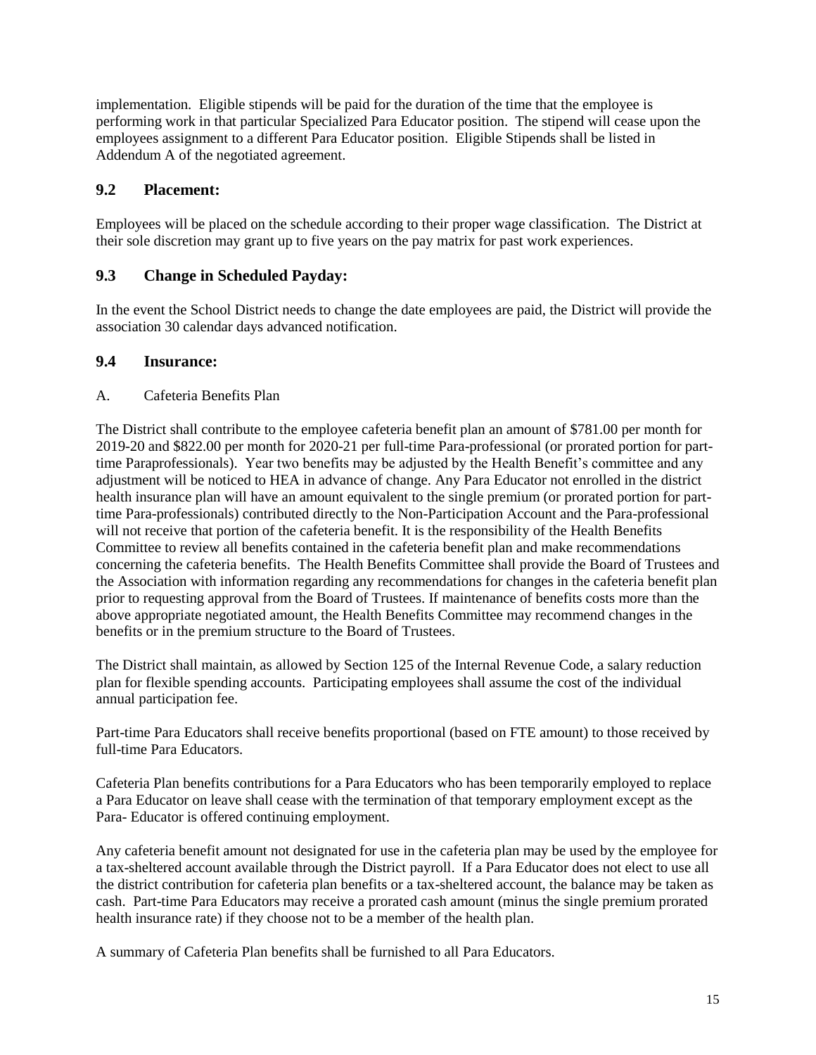implementation. Eligible stipends will be paid for the duration of the time that the employee is performing work in that particular Specialized Para Educator position. The stipend will cease upon the employees assignment to a different Para Educator position. Eligible Stipends shall be listed in Addendum A of the negotiated agreement.

### 9.2 Placement:

Employees will be placed on the schedule according to their proper wage classification. The District at their sole discretion may grant up to five years on the pay matrix for past work experiences.

### 9.3 Change in Scheduled Payday:

In the event the School District needs to change the date employees are paid, the District will provide the association 30 calendar days advanced notification.

### 9.4 Insurance:

A. Cafeteria Benefits Plan

The District shall contribute to the employee cafeteria benefit plan an amount of $781.00 per month for 2019-20 and $822.00 per month for 2020-21 per full-time Para-professional (or prorated portion for part-time Paraprofessionals). Year two benefits may be adjusted by the Health Benefit's committee and any adjustment will be noticed to HEA in advance of change. Any Para Educator not enrolled in the district health insurance plan will have an amount equivalent to the single premium (or prorated portion for part-time Para-professionals) contributed directly to the Non-Participation Account and the Para-professional will not receive that portion of the cafeteria benefit. It is the responsibility of the Health Benefits Committee to review all benefits contained in the cafeteria benefit plan and make recommendations concerning the cafeteria benefits. The Health Benefits Committee shall provide the Board of Trustees and the Association with information regarding any recommendations for changes in the cafeteria benefit plan prior to requesting approval from the Board of Trustees. If maintenance of benefits costs more than the above appropriate negotiated amount, the Health Benefits Committee may recommend changes in the benefits or in the premium structure to the Board of Trustees.

The District shall maintain, as allowed by Section 125 of the Internal Revenue Code, a salary reduction plan for flexible spending accounts. Participating employees shall assume the cost of the individual annual participation fee.

Part-time Para Educators shall receive benefits proportional (based on FTE amount) to those received by full-time Para Educators.

Cafeteria Plan benefits contributions for a Para Educators who has been temporarily employed to replace a Para Educator on leave shall cease with the termination of that temporary employment except as the Para- Educator is offered continuing employment.

Any cafeteria benefit amount not designated for use in the cafeteria plan may be used by the employee for a tax-sheltered account available through the District payroll. If a Para Educator does not elect to use all the district contribution for cafeteria plan benefits or a tax-sheltered account, the balance may be taken as cash. Part-time Para Educators may receive a prorated cash amount (minus the single premium prorated health insurance rate) if they choose not to be a member of the health plan.

A summary of Cafeteria Plan benefits shall be furnished to all Para Educators.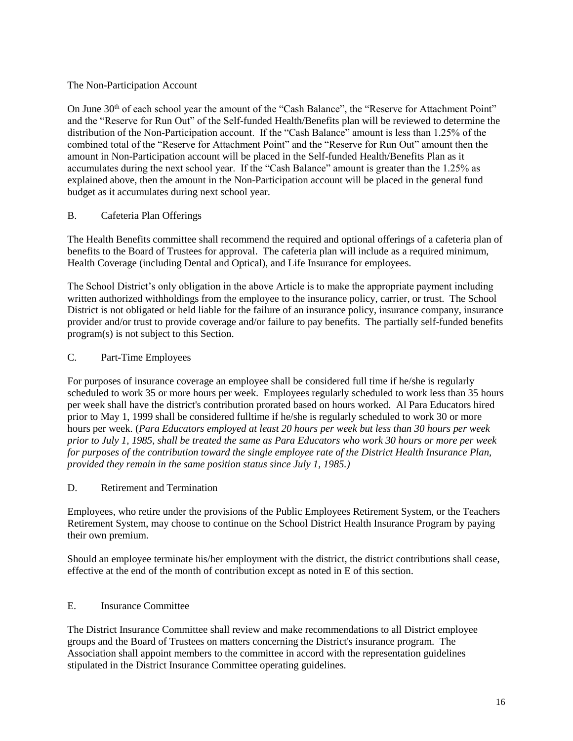The Non-Participation Account

On June 30th of each school year the amount of the "Cash Balance", the "Reserve for Attachment Point" and the "Reserve for Run Out" of the Self-funded Health/Benefits plan will be reviewed to determine the distribution of the Non-Participation account. If the "Cash Balance" amount is less than 1.25% of the combined total of the "Reserve for Attachment Point" and the "Reserve for Run Out" amount then the amount in Non-Participation account will be placed in the Self-funded Health/Benefits Plan as it accumulates during the next school year. If the "Cash Balance" amount is greater than the 1.25% as explained above, then the amount in the Non-Participation account will be placed in the general fund budget as it accumulates during next school year.

B. Cafeteria Plan Offerings

The Health Benefits committee shall recommend the required and optional offerings of a cafeteria plan of benefits to the Board of Trustees for approval. The cafeteria plan will include as a required minimum, Health Coverage (including Dental and Optical), and Life Insurance for employees.

The School District's only obligation in the above Article is to make the appropriate payment including written authorized withholdings from the employee to the insurance policy, carrier, or trust. The School District is not obligated or held liable for the failure of an insurance policy, insurance company, insurance provider and/or trust to provide coverage and/or failure to pay benefits. The partially self-funded benefits program(s) is not subject to this Section.

C. Part-Time Employees

For purposes of insurance coverage an employee shall be considered full time if he/she is regularly scheduled to work 35 or more hours per week. Employees regularly scheduled to work less than 35 hours per week shall have the district's contribution prorated based on hours worked. Al Para Educators hired prior to May 1, 1999 shall be considered fulltime if he/she is regularly scheduled to work 30 or more hours per week. (*Para Educators employed at least 20 hours per week but less than 30 hours per week prior to July 1, 1985, shall be treated the same as Para Educators who work 30 hours or more per week for purposes of the contribution toward the single employee rate of the District Health Insurance Plan, provided they remain in the same position status since July 1, 1985.)*

D. Retirement and Termination

Employees, who retire under the provisions of the Public Employees Retirement System, or the Teachers Retirement System, may choose to continue on the School District Health Insurance Program by paying their own premium.

Should an employee terminate his/her employment with the district, the district contributions shall cease, effective at the end of the month of contribution except as noted in E of this section.

E. Insurance Committee

The District Insurance Committee shall review and make recommendations to all District employee groups and the Board of Trustees on matters concerning the District's insurance program. The Association shall appoint members to the committee in accord with the representation guidelines stipulated in the District Insurance Committee operating guidelines.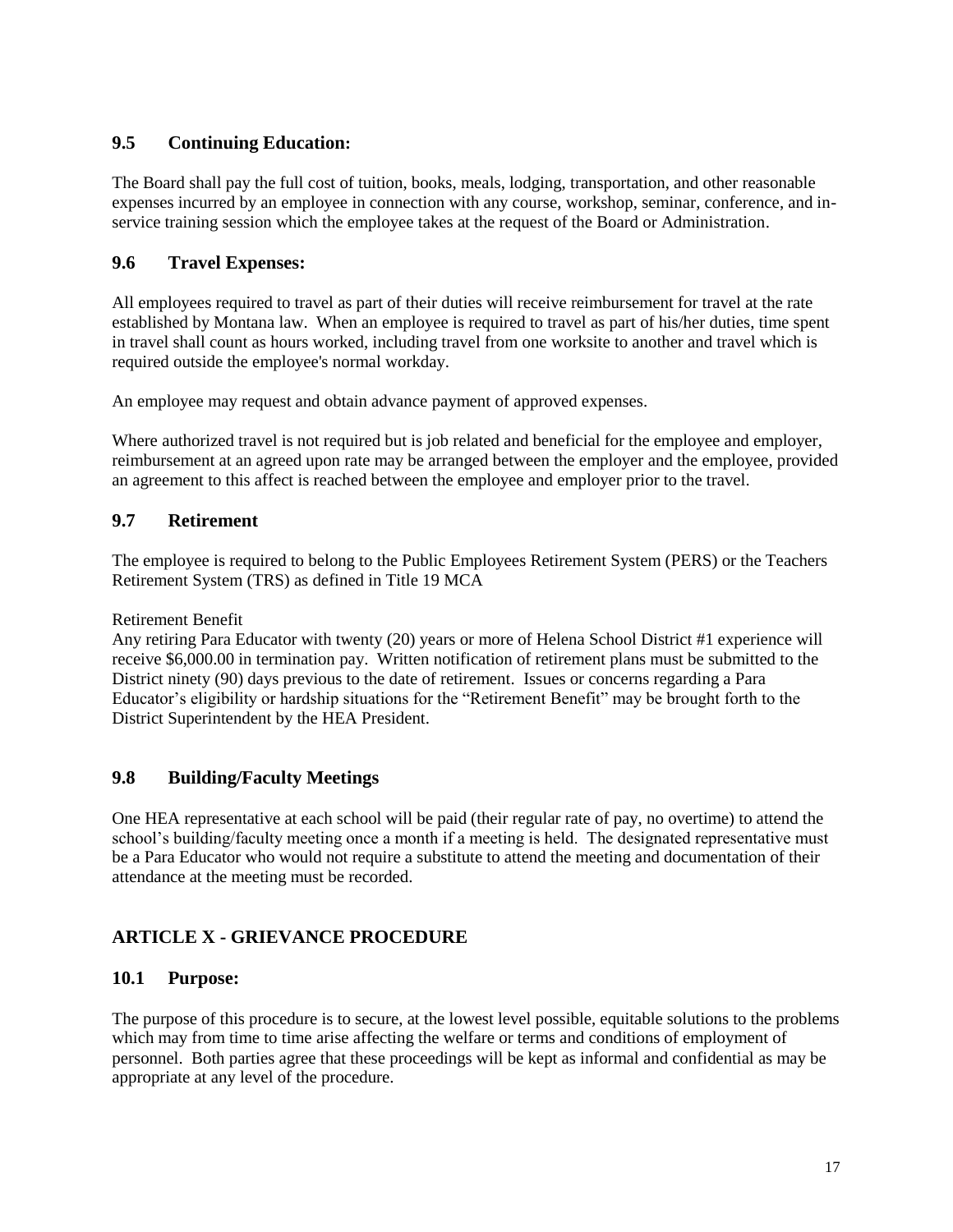### 9.5 Continuing Education:

The Board shall pay the full cost of tuition, books, meals, lodging, transportation, and other reasonable expenses incurred by an employee in connection with any course, workshop, seminar, conference, and in-service training session which the employee takes at the request of the Board or Administration.

### 9.6 Travel Expenses:

All employees required to travel as part of their duties will receive reimbursement for travel at the rate established by Montana law. When an employee is required to travel as part of his/her duties, time spent in travel shall count as hours worked, including travel from one worksite to another and travel which is required outside the employee's normal workday.

An employee may request and obtain advance payment of approved expenses.

Where authorized travel is not required but is job related and beneficial for the employee and employer, reimbursement at an agreed upon rate may be arranged between the employer and the employee, provided an agreement to this affect is reached between the employee and employer prior to the travel.

### 9.7 Retirement

The employee is required to belong to the Public Employees Retirement System (PERS) or the Teachers Retirement System (TRS) as defined in Title 19 MCA

Retirement Benefit
Any retiring Para Educator with twenty (20) years or more of Helena School District #1 experience will receive $6,000.00 in termination pay. Written notification of retirement plans must be submitted to the District ninety (90) days previous to the date of retirement. Issues or concerns regarding a Para Educator's eligibility or hardship situations for the "Retirement Benefit" may be brought forth to the District Superintendent by the HEA President.

### 9.8 Building/Faculty Meetings

One HEA representative at each school will be paid (their regular rate of pay, no overtime) to attend the school's building/faculty meeting once a month if a meeting is held. The designated representative must be a Para Educator who would not require a substitute to attend the meeting and documentation of their attendance at the meeting must be recorded.

## ARTICLE X - GRIEVANCE PROCEDURE

### 10.1 Purpose:

The purpose of this procedure is to secure, at the lowest level possible, equitable solutions to the problems which may from time to time arise affecting the welfare or terms and conditions of employment of personnel. Both parties agree that these proceedings will be kept as informal and confidential as may be appropriate at any level of the procedure.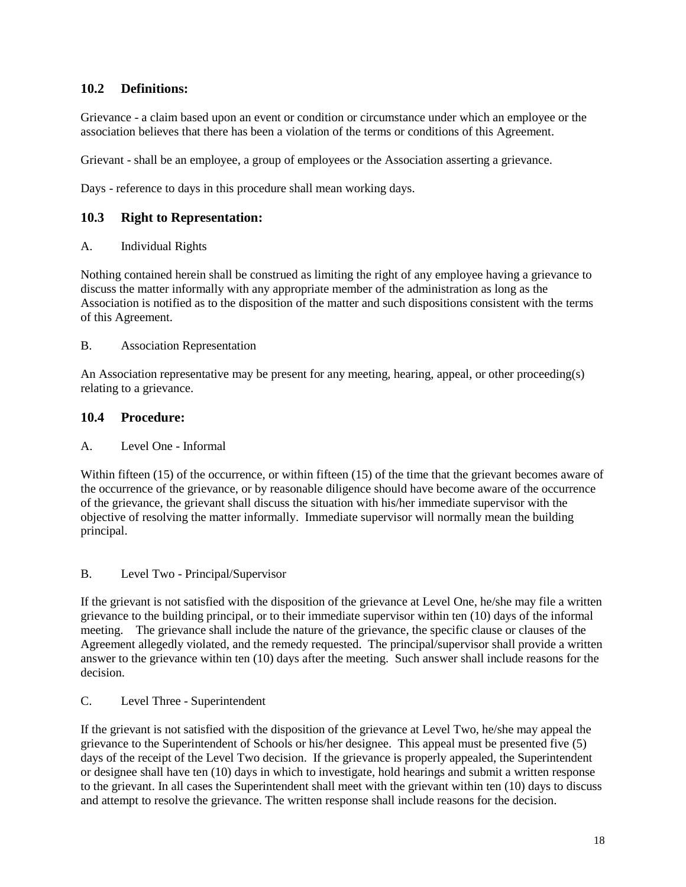## 10.2 Definitions:

Grievance - a claim based upon an event or condition or circumstance under which an employee or the association believes that there has been a violation of the terms or conditions of this Agreement.

Grievant - shall be an employee, a group of employees or the Association asserting a grievance.

Days - reference to days in this procedure shall mean working days.

## 10.3 Right to Representation:

A. Individual Rights

Nothing contained herein shall be construed as limiting the right of any employee having a grievance to discuss the matter informally with any appropriate member of the administration as long as the Association is notified as to the disposition of the matter and such dispositions consistent with the terms of this Agreement.

B. Association Representation

An Association representative may be present for any meeting, hearing, appeal, or other proceeding(s) relating to a grievance.

## 10.4 Procedure:

A. Level One - Informal

Within fifteen (15) of the occurrence, or within fifteen (15) of the time that the grievant becomes aware of the occurrence of the grievance, or by reasonable diligence should have become aware of the occurrence of the grievance, the grievant shall discuss the situation with his/her immediate supervisor with the objective of resolving the matter informally. Immediate supervisor will normally mean the building principal.

B. Level Two - Principal/Supervisor

If the grievant is not satisfied with the disposition of the grievance at Level One, he/she may file a written grievance to the building principal, or to their immediate supervisor within ten (10) days of the informal meeting. The grievance shall include the nature of the grievance, the specific clause or clauses of the Agreement allegedly violated, and the remedy requested. The principal/supervisor shall provide a written answer to the grievance within ten (10) days after the meeting. Such answer shall include reasons for the decision.

C. Level Three - Superintendent

If the grievant is not satisfied with the disposition of the grievance at Level Two, he/she may appeal the grievance to the Superintendent of Schools or his/her designee. This appeal must be presented five (5) days of the receipt of the Level Two decision. If the grievance is properly appealed, the Superintendent or designee shall have ten (10) days in which to investigate, hold hearings and submit a written response to the grievant. In all cases the Superintendent shall meet with the grievant within ten (10) days to discuss and attempt to resolve the grievance. The written response shall include reasons for the decision.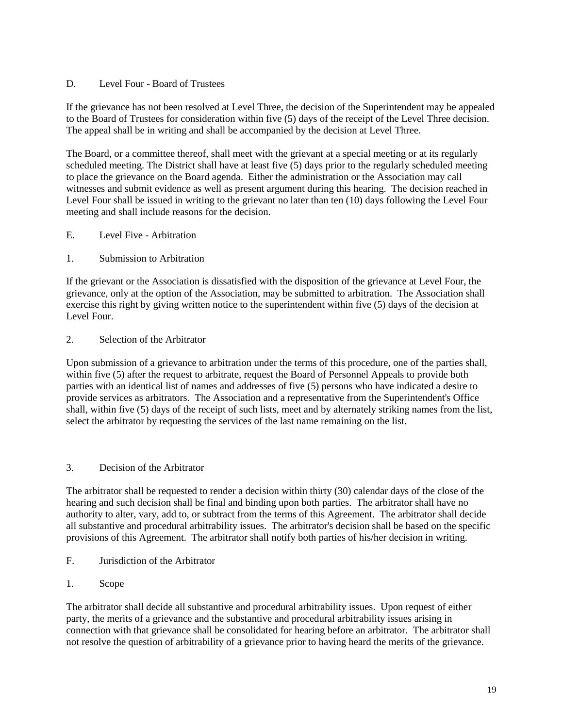### D. Level Four - Board of Trustees

If the grievance has not been resolved at Level Three, the decision of the Superintendent may be appealed to the Board of Trustees for consideration within five (5) days of the receipt of the Level Three decision. The appeal shall be in writing and shall be accompanied by the decision at Level Three.

The Board, or a committee thereof, shall meet with the grievant at a special meeting or at its regularly scheduled meeting. The District shall have at least five (5) days prior to the regularly scheduled meeting to place the grievance on the Board agenda. Either the administration or the Association may call witnesses and submit evidence as well as present argument during this hearing. The decision reached in Level Four shall be issued in writing to the grievant no later than ten (10) days following the Level Four meeting and shall include reasons for the decision.

### E. Level Five - Arbitration

#### 1. Submission to Arbitration

If the grievant or the Association is dissatisfied with the disposition of the grievance at Level Four, the grievance, only at the option of the Association, may be submitted to arbitration. The Association shall exercise this right by giving written notice to the superintendent within five (5) days of the decision at Level Four.

#### 2. Selection of the Arbitrator

Upon submission of a grievance to arbitration under the terms of this procedure, one of the parties shall, within five (5) after the request to arbitrate, request the Board of Personnel Appeals to provide both parties with an identical list of names and addresses of five (5) persons who have indicated a desire to provide services as arbitrators. The Association and a representative from the Superintendent's Office shall, within five (5) days of the receipt of such lists, meet and by alternately striking names from the list, select the arbitrator by requesting the services of the last name remaining on the list.

#### 3. Decision of the Arbitrator

The arbitrator shall be requested to render a decision within thirty (30) calendar days of the close of the hearing and such decision shall be final and binding upon both parties. The arbitrator shall have no authority to alter, vary, add to, or subtract from the terms of this Agreement. The arbitrator shall decide all substantive and procedural arbitrability issues. The arbitrator's decision shall be based on the specific provisions of this Agreement. The arbitrator shall notify both parties of his/her decision in writing.

### F. Jurisdiction of the Arbitrator

#### 1. Scope

The arbitrator shall decide all substantive and procedural arbitrability issues. Upon request of either party, the merits of a grievance and the substantive and procedural arbitrability issues arising in connection with that grievance shall be consolidated for hearing before an arbitrator. The arbitrator shall not resolve the question of arbitrability of a grievance prior to having heard the merits of the grievance.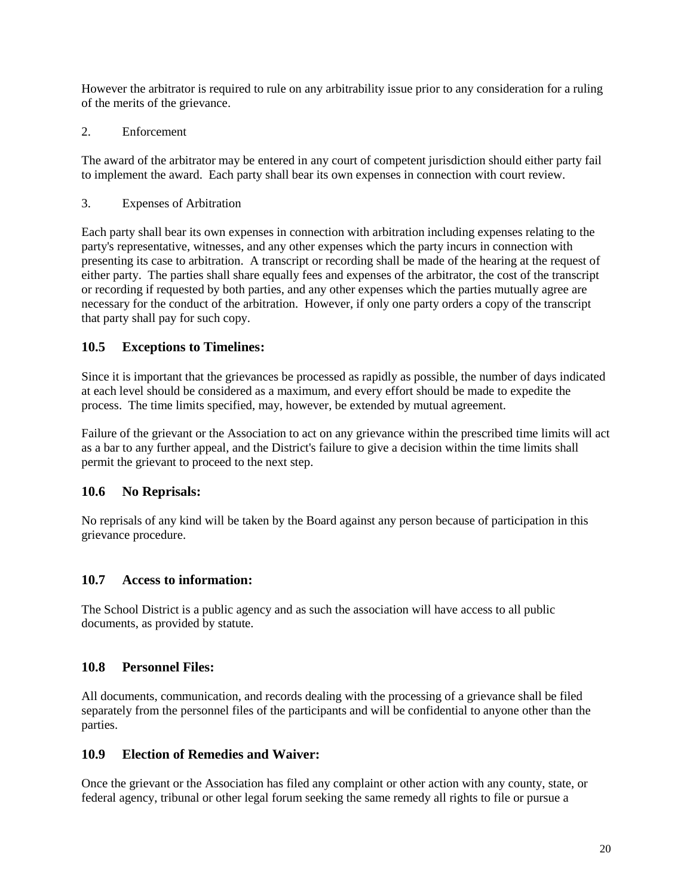However the arbitrator is required to rule on any arbitrability issue prior to any consideration for a ruling of the merits of the grievance.

2. Enforcement

The award of the arbitrator may be entered in any court of competent jurisdiction should either party fail to implement the award. Each party shall bear its own expenses in connection with court review.

3. Expenses of Arbitration

Each party shall bear its own expenses in connection with arbitration including expenses relating to the party's representative, witnesses, and any other expenses which the party incurs in connection with presenting its case to arbitration. A transcript or recording shall be made of the hearing at the request of either party. The parties shall share equally fees and expenses of the arbitrator, the cost of the transcript or recording if requested by both parties, and any other expenses which the parties mutually agree are necessary for the conduct of the arbitration. However, if only one party orders a copy of the transcript that party shall pay for such copy.

## 10.5 Exceptions to Timelines:

Since it is important that the grievances be processed as rapidly as possible, the number of days indicated at each level should be considered as a maximum, and every effort should be made to expedite the process. The time limits specified, may, however, be extended by mutual agreement.

Failure of the grievant or the Association to act on any grievance within the prescribed time limits will act as a bar to any further appeal, and the District's failure to give a decision within the time limits shall permit the grievant to proceed to the next step.

## 10.6 No Reprisals:

No reprisals of any kind will be taken by the Board against any person because of participation in this grievance procedure.

## 10.7 Access to information:

The School District is a public agency and as such the association will have access to all public documents, as provided by statute.

## 10.8 Personnel Files:

All documents, communication, and records dealing with the processing of a grievance shall be filed separately from the personnel files of the participants and will be confidential to anyone other than the parties.

## 10.9 Election of Remedies and Waiver:

Once the grievant or the Association has filed any complaint or other action with any county, state, or federal agency, tribunal or other legal forum seeking the same remedy all rights to file or pursue a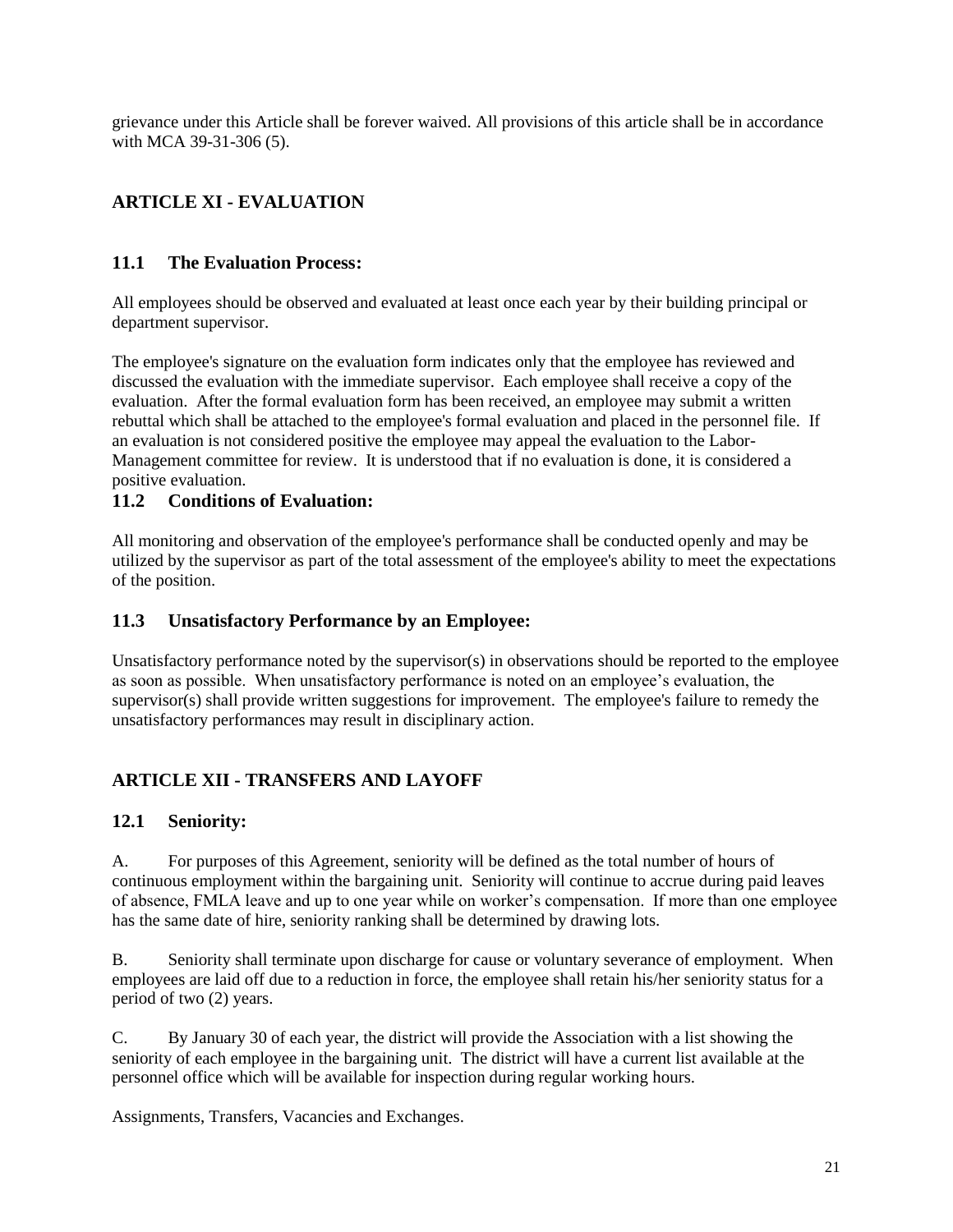grievance under this Article shall be forever waived. All provisions of this article shall be in accordance with MCA 39-31-306 (5).

## ARTICLE XI - EVALUATION

### 11.1 The Evaluation Process:

All employees should be observed and evaluated at least once each year by their building principal or department supervisor.

The employee's signature on the evaluation form indicates only that the employee has reviewed and discussed the evaluation with the immediate supervisor. Each employee shall receive a copy of the evaluation. After the formal evaluation form has been received, an employee may submit a written rebuttal which shall be attached to the employee's formal evaluation and placed in the personnel file. If an evaluation is not considered positive the employee may appeal the evaluation to the Labor-Management committee for review. It is understood that if no evaluation is done, it is considered a positive evaluation.

### 11.2 Conditions of Evaluation:

All monitoring and observation of the employee's performance shall be conducted openly and may be utilized by the supervisor as part of the total assessment of the employee's ability to meet the expectations of the position.

### 11.3 Unsatisfactory Performance by an Employee:

Unsatisfactory performance noted by the supervisor(s) in observations should be reported to the employee as soon as possible. When unsatisfactory performance is noted on an employee's evaluation, the supervisor(s) shall provide written suggestions for improvement. The employee's failure to remedy the unsatisfactory performances may result in disciplinary action.

## ARTICLE XII - TRANSFERS AND LAYOFF

### 12.1 Seniority:

A. For purposes of this Agreement, seniority will be defined as the total number of hours of continuous employment within the bargaining unit. Seniority will continue to accrue during paid leaves of absence, FMLA leave and up to one year while on worker's compensation. If more than one employee has the same date of hire, seniority ranking shall be determined by drawing lots.

B. Seniority shall terminate upon discharge for cause or voluntary severance of employment. When employees are laid off due to a reduction in force, the employee shall retain his/her seniority status for a period of two (2) years.

C. By January 30 of each year, the district will provide the Association with a list showing the seniority of each employee in the bargaining unit. The district will have a current list available at the personnel office which will be available for inspection during regular working hours.

Assignments, Transfers, Vacancies and Exchanges.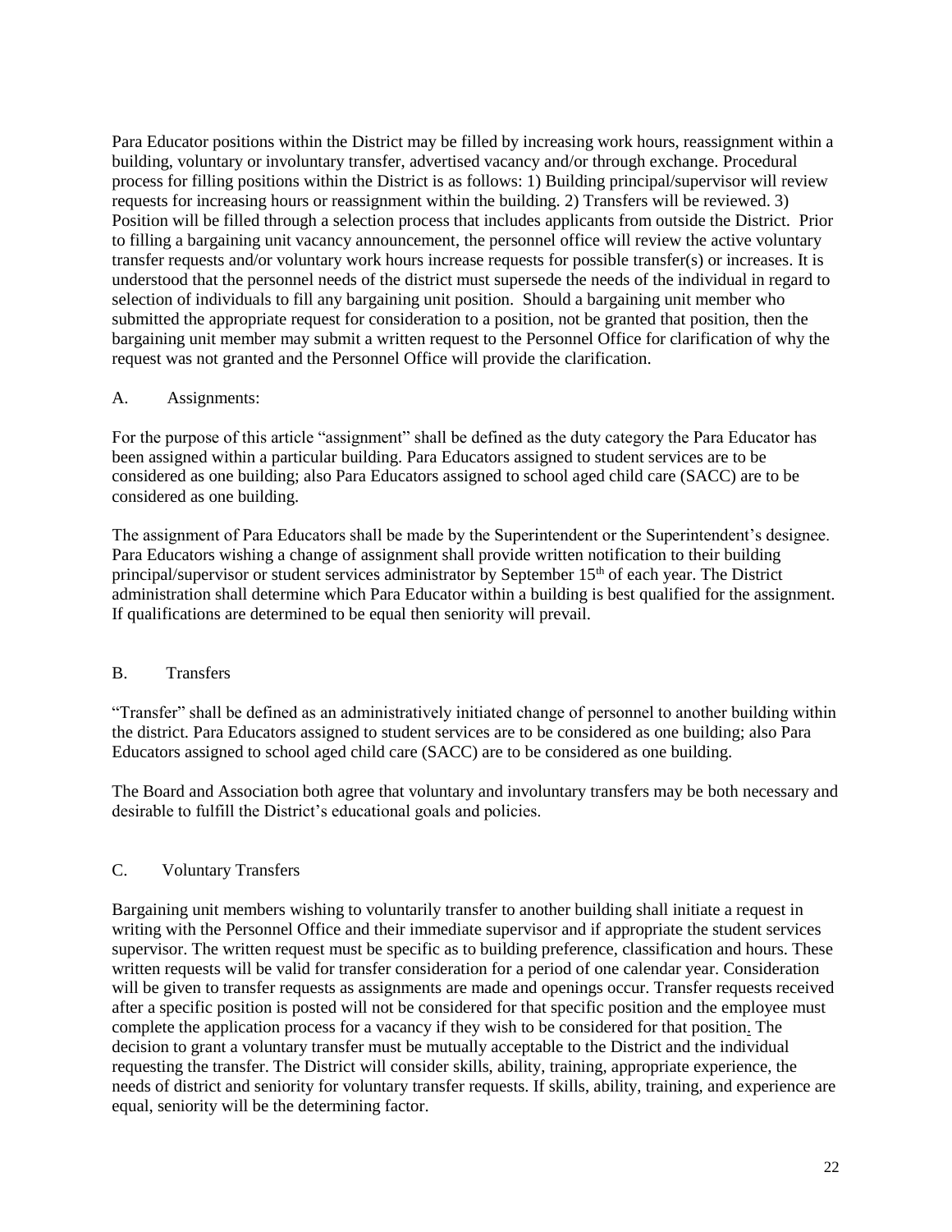Para Educator positions within the District may be filled by increasing work hours, reassignment within a building, voluntary or involuntary transfer, advertised vacancy and/or through exchange. Procedural process for filling positions within the District is as follows: 1) Building principal/supervisor will review requests for increasing hours or reassignment within the building. 2) Transfers will be reviewed. 3) Position will be filled through a selection process that includes applicants from outside the District. Prior to filling a bargaining unit vacancy announcement, the personnel office will review the active voluntary transfer requests and/or voluntary work hours increase requests for possible transfer(s) or increases. It is understood that the personnel needs of the district must supersede the needs of the individual in regard to selection of individuals to fill any bargaining unit position. Should a bargaining unit member who submitted the appropriate request for consideration to a position, not be granted that position, then the bargaining unit member may submit a written request to the Personnel Office for clarification of why the request was not granted and the Personnel Office will provide the clarification.

## A. Assignments:

For the purpose of this article "assignment" shall be defined as the duty category the Para Educator has been assigned within a particular building. Para Educators assigned to student services are to be considered as one building; also Para Educators assigned to school aged child care (SACC) are to be considered as one building.

The assignment of Para Educators shall be made by the Superintendent or the Superintendent's designee. Para Educators wishing a change of assignment shall provide written notification to their building principal/supervisor or student services administrator by September 15th of each year. The District administration shall determine which Para Educator within a building is best qualified for the assignment. If qualifications are determined to be equal then seniority will prevail.

## B. Transfers

"Transfer" shall be defined as an administratively initiated change of personnel to another building within the district. Para Educators assigned to student services are to be considered as one building; also Para Educators assigned to school aged child care (SACC) are to be considered as one building.

The Board and Association both agree that voluntary and involuntary transfers may be both necessary and desirable to fulfill the District's educational goals and policies.

## C. Voluntary Transfers

Bargaining unit members wishing to voluntarily transfer to another building shall initiate a request in writing with the Personnel Office and their immediate supervisor and if appropriate the student services supervisor. The written request must be specific as to building preference, classification and hours. These written requests will be valid for transfer consideration for a period of one calendar year. Consideration will be given to transfer requests as assignments are made and openings occur. Transfer requests received after a specific position is posted will not be considered for that specific position and the employee must complete the application process for a vacancy if they wish to be considered for that position. The decision to grant a voluntary transfer must be mutually acceptable to the District and the individual requesting the transfer. The District will consider skills, ability, training, appropriate experience, the needs of district and seniority for voluntary transfer requests. If skills, ability, training, and experience are equal, seniority will be the determining factor.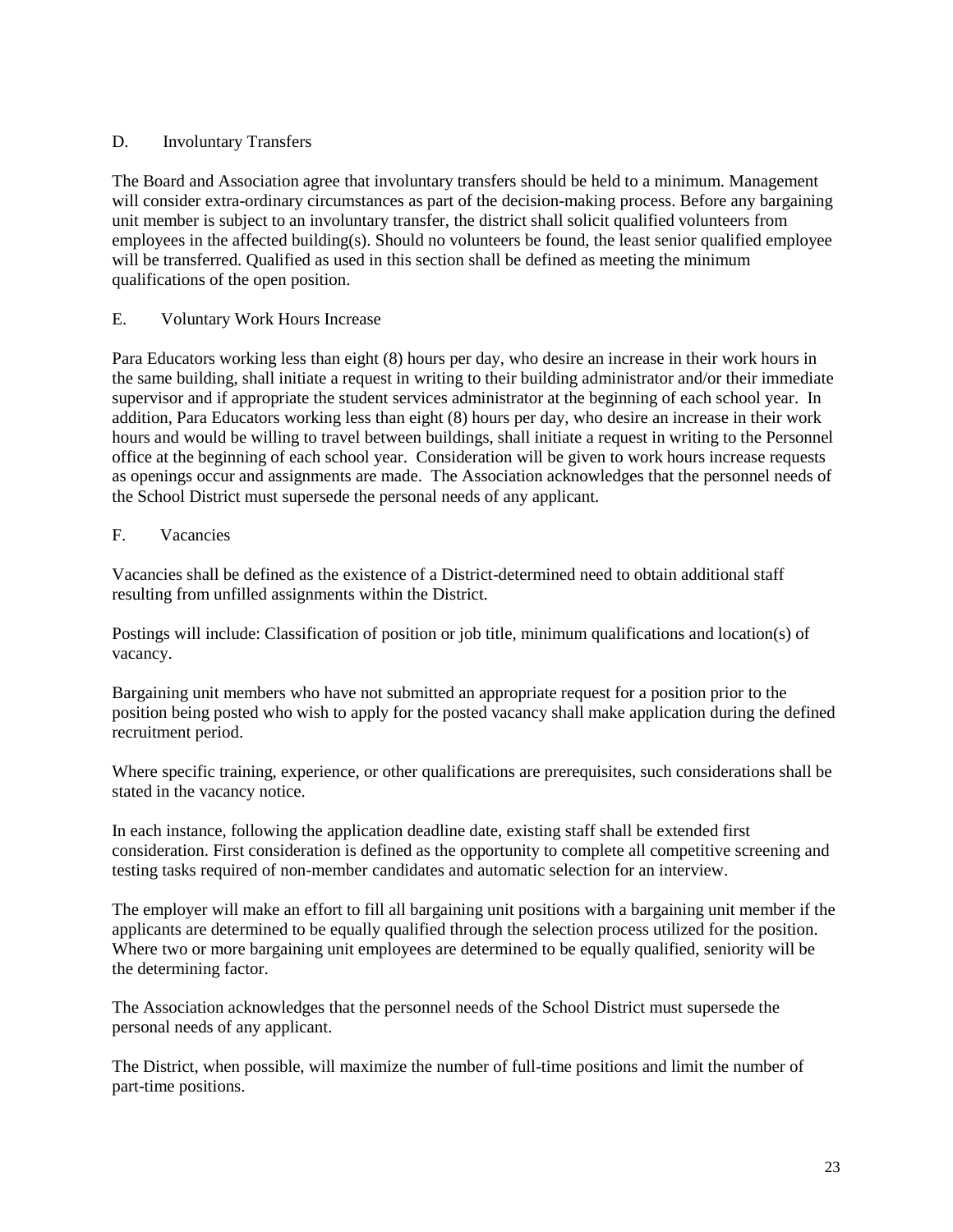### D. Involuntary Transfers

The Board and Association agree that involuntary transfers should be held to a minimum. Management will consider extra-ordinary circumstances as part of the decision-making process. Before any bargaining unit member is subject to an involuntary transfer, the district shall solicit qualified volunteers from employees in the affected building(s). Should no volunteers be found, the least senior qualified employee will be transferred. Qualified as used in this section shall be defined as meeting the minimum qualifications of the open position.

### E. Voluntary Work Hours Increase

Para Educators working less than eight (8) hours per day, who desire an increase in their work hours in the same building, shall initiate a request in writing to their building administrator and/or their immediate supervisor and if appropriate the student services administrator at the beginning of each school year. In addition, Para Educators working less than eight (8) hours per day, who desire an increase in their work hours and would be willing to travel between buildings, shall initiate a request in writing to the Personnel office at the beginning of each school year. Consideration will be given to work hours increase requests as openings occur and assignments are made. The Association acknowledges that the personnel needs of the School District must supersede the personal needs of any applicant.

### F. Vacancies

Vacancies shall be defined as the existence of a District-determined need to obtain additional staff resulting from unfilled assignments within the District.

Postings will include: Classification of position or job title, minimum qualifications and location(s) of vacancy.

Bargaining unit members who have not submitted an appropriate request for a position prior to the position being posted who wish to apply for the posted vacancy shall make application during the defined recruitment period.

Where specific training, experience, or other qualifications are prerequisites, such considerations shall be stated in the vacancy notice.

In each instance, following the application deadline date, existing staff shall be extended first consideration. First consideration is defined as the opportunity to complete all competitive screening and testing tasks required of non-member candidates and automatic selection for an interview.

The employer will make an effort to fill all bargaining unit positions with a bargaining unit member if the applicants are determined to be equally qualified through the selection process utilized for the position. Where two or more bargaining unit employees are determined to be equally qualified, seniority will be the determining factor.

The Association acknowledges that the personnel needs of the School District must supersede the personal needs of any applicant.

The District, when possible, will maximize the number of full-time positions and limit the number of part-time positions.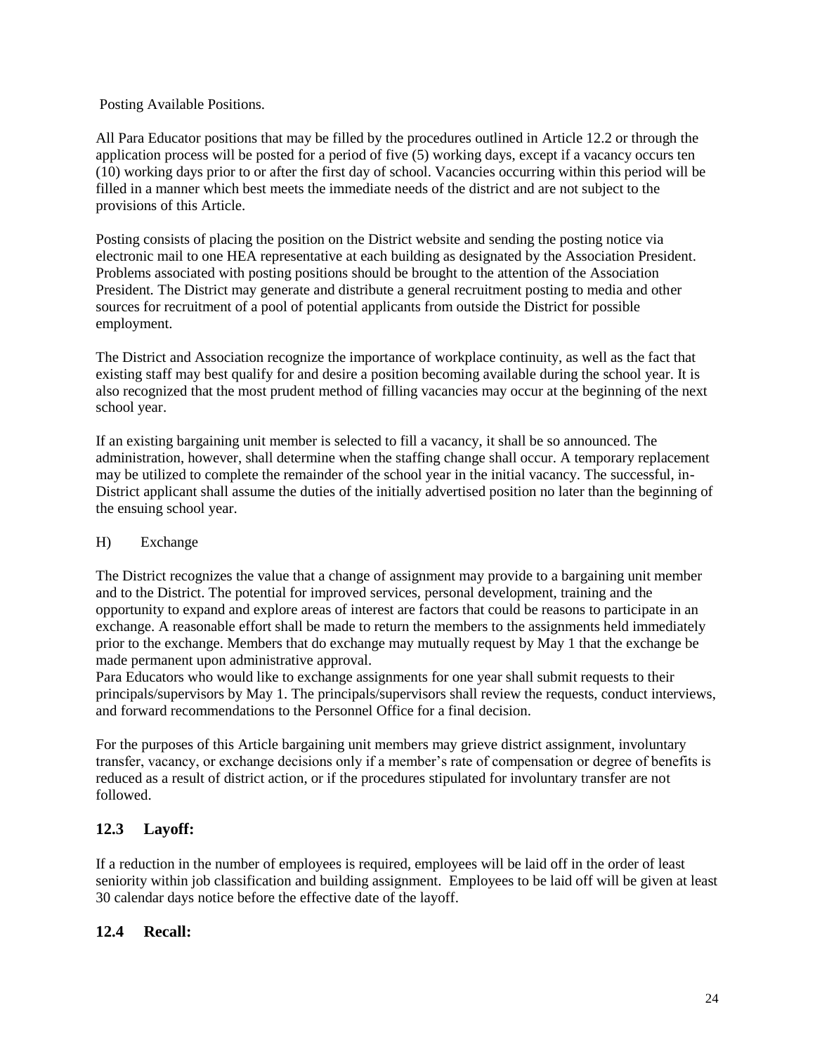Posting Available Positions.

All Para Educator positions that may be filled by the procedures outlined in Article 12.2 or through the application process will be posted for a period of five (5) working days, except if a vacancy occurs ten (10) working days prior to or after the first day of school. Vacancies occurring within this period will be filled in a manner which best meets the immediate needs of the district and are not subject to the provisions of this Article.

Posting consists of placing the position on the District website and sending the posting notice via electronic mail to one HEA representative at each building as designated by the Association President. Problems associated with posting positions should be brought to the attention of the Association President. The District may generate and distribute a general recruitment posting to media and other sources for recruitment of a pool of potential applicants from outside the District for possible employment.

The District and Association recognize the importance of workplace continuity, as well as the fact that existing staff may best qualify for and desire a position becoming available during the school year. It is also recognized that the most prudent method of filling vacancies may occur at the beginning of the next school year.

If an existing bargaining unit member is selected to fill a vacancy, it shall be so announced. The administration, however, shall determine when the staffing change shall occur. A temporary replacement may be utilized to complete the remainder of the school year in the initial vacancy. The successful, in-District applicant shall assume the duties of the initially advertised position no later than the beginning of the ensuing school year.

H) Exchange

The District recognizes the value that a change of assignment may provide to a bargaining unit member and to the District. The potential for improved services, personal development, training and the opportunity to expand and explore areas of interest are factors that could be reasons to participate in an exchange. A reasonable effort shall be made to return the members to the assignments held immediately prior to the exchange. Members that do exchange may mutually request by May 1 that the exchange be made permanent upon administrative approval.
Para Educators who would like to exchange assignments for one year shall submit requests to their principals/supervisors by May 1. The principals/supervisors shall review the requests, conduct interviews, and forward recommendations to the Personnel Office for a final decision.

For the purposes of this Article bargaining unit members may grieve district assignment, involuntary transfer, vacancy, or exchange decisions only if a member's rate of compensation or degree of benefits is reduced as a result of district action, or if the procedures stipulated for involuntary transfer are not followed.

## 12.3 Layoff:

If a reduction in the number of employees is required, employees will be laid off in the order of least seniority within job classification and building assignment. Employees to be laid off will be given at least 30 calendar days notice before the effective date of the layoff.

## 12.4 Recall: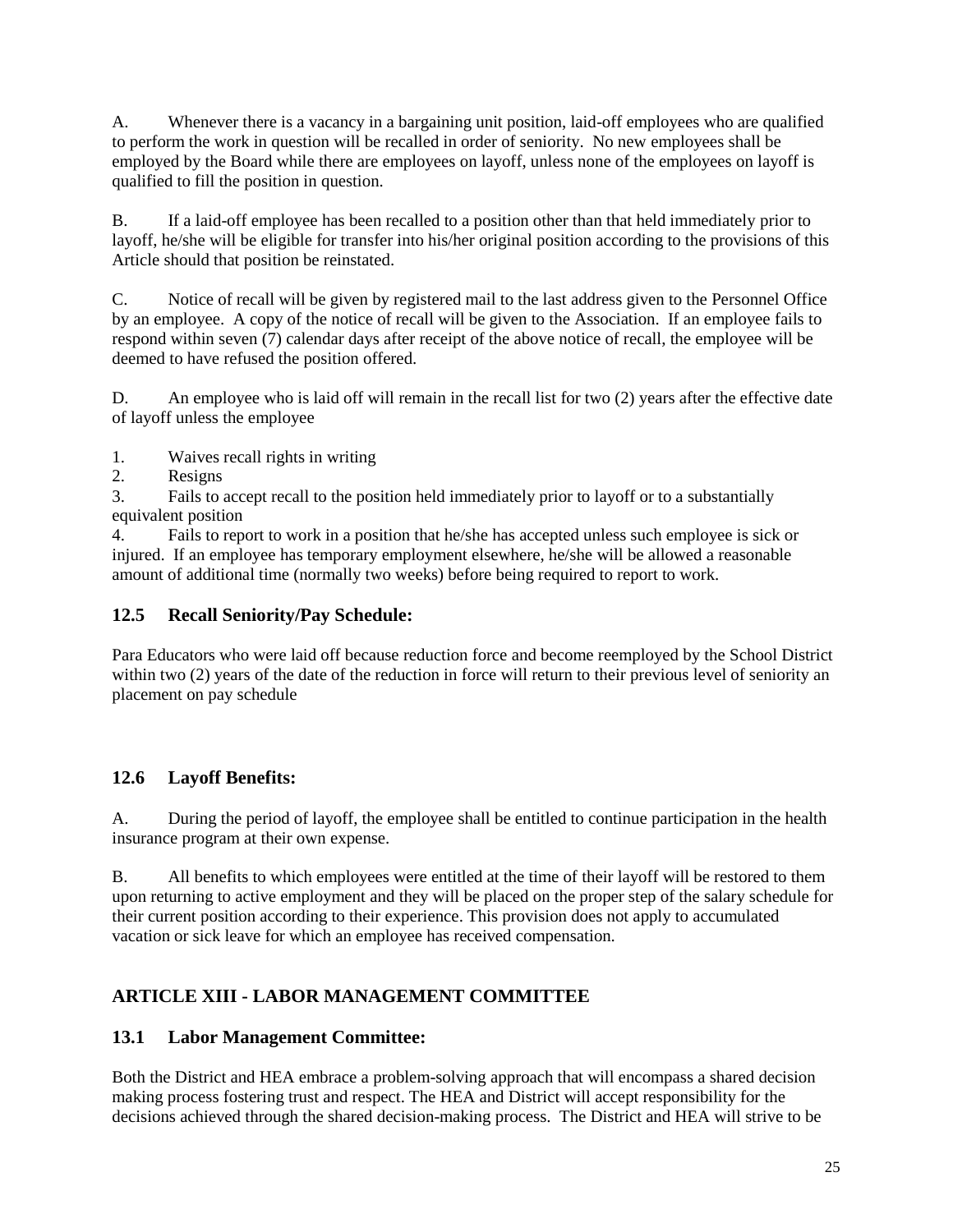A. Whenever there is a vacancy in a bargaining unit position, laid-off employees who are qualified to perform the work in question will be recalled in order of seniority. No new employees shall be employed by the Board while there are employees on layoff, unless none of the employees on layoff is qualified to fill the position in question.

B. If a laid-off employee has been recalled to a position other than that held immediately prior to layoff, he/she will be eligible for transfer into his/her original position according to the provisions of this Article should that position be reinstated.

C. Notice of recall will be given by registered mail to the last address given to the Personnel Office by an employee. A copy of the notice of recall will be given to the Association. If an employee fails to respond within seven (7) calendar days after receipt of the above notice of recall, the employee will be deemed to have refused the position offered.

D. An employee who is laid off will remain in the recall list for two (2) years after the effective date of layoff unless the employee

1. Waives recall rights in writing
2. Resigns
3. Fails to accept recall to the position held immediately prior to layoff or to a substantially equivalent position
4. Fails to report to work in a position that he/she has accepted unless such employee is sick or injured. If an employee has temporary employment elsewhere, he/she will be allowed a reasonable amount of additional time (normally two weeks) before being required to report to work.

### 12.5 Recall Seniority/Pay Schedule:

Para Educators who were laid off because reduction force and become reemployed by the School District within two (2) years of the date of the reduction in force will return to their previous level of seniority an placement on pay schedule

### 12.6 Layoff Benefits:

A. During the period of layoff, the employee shall be entitled to continue participation in the health insurance program at their own expense.

B. All benefits to which employees were entitled at the time of their layoff will be restored to them upon returning to active employment and they will be placed on the proper step of the salary schedule for their current position according to their experience. This provision does not apply to accumulated vacation or sick leave for which an employee has received compensation.

## ARTICLE XIII - LABOR MANAGEMENT COMMITTEE

### 13.1 Labor Management Committee:

Both the District and HEA embrace a problem-solving approach that will encompass a shared decision making process fostering trust and respect. The HEA and District will accept responsibility for the decisions achieved through the shared decision-making process. The District and HEA will strive to be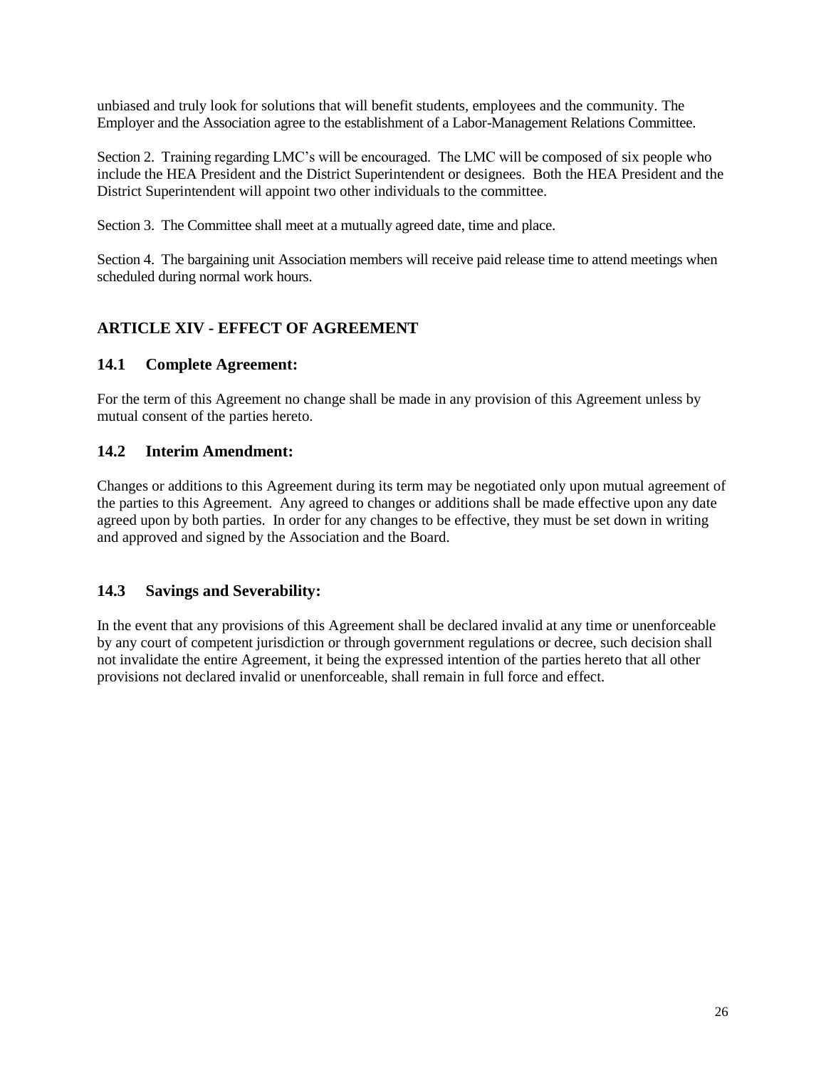unbiased and truly look for solutions that will benefit students, employees and the community. The Employer and the Association agree to the establishment of a Labor-Management Relations Committee.

Section 2. Training regarding LMC's will be encouraged. The LMC will be composed of six people who include the HEA President and the District Superintendent or designees. Both the HEA President and the District Superintendent will appoint two other individuals to the committee.

Section 3. The Committee shall meet at a mutually agreed date, time and place.

Section 4. The bargaining unit Association members will receive paid release time to attend meetings when scheduled during normal work hours.

## ARTICLE XIV - EFFECT OF AGREEMENT

### 14.1 Complete Agreement:

For the term of this Agreement no change shall be made in any provision of this Agreement unless by mutual consent of the parties hereto.

### 14.2 Interim Amendment:

Changes or additions to this Agreement during its term may be negotiated only upon mutual agreement of the parties to this Agreement. Any agreed to changes or additions shall be made effective upon any date agreed upon by both parties. In order for any changes to be effective, they must be set down in writing and approved and signed by the Association and the Board.

### 14.3 Savings and Severability:

In the event that any provisions of this Agreement shall be declared invalid at any time or unenforceable by any court of competent jurisdiction or through government regulations or decree, such decision shall not invalidate the entire Agreement, it being the expressed intention of the parties hereto that all other provisions not declared invalid or unenforceable, shall remain in full force and effect.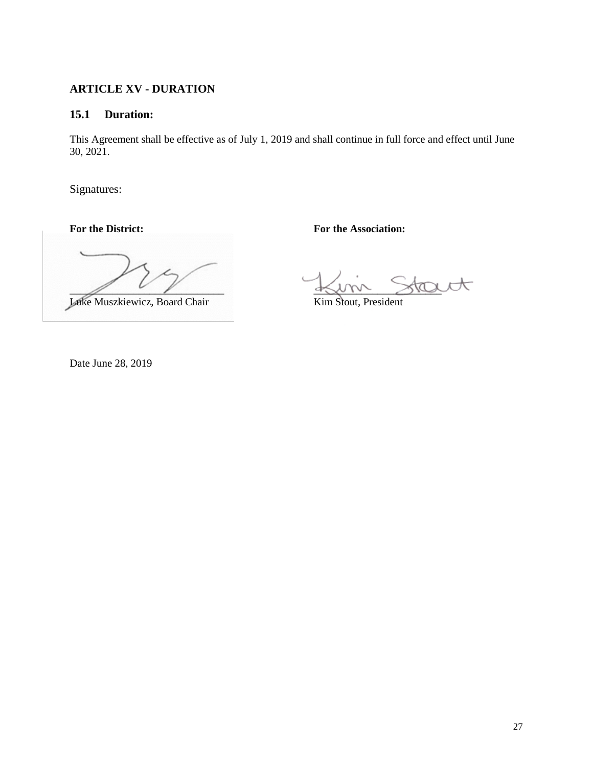## ARTICLE XV - DURATION

### 15.1 Duration:

This Agreement shall be effective as of July 1, 2019 and shall continue in full force and effect until June 30, 2021.

Signatures:

| For the District: | For the Association: |
|---|---|
| ______________________________ | ______________________ |
| Luke Muszkiewicz, Board Chair | Kim Stout, President |

Date June 28, 2019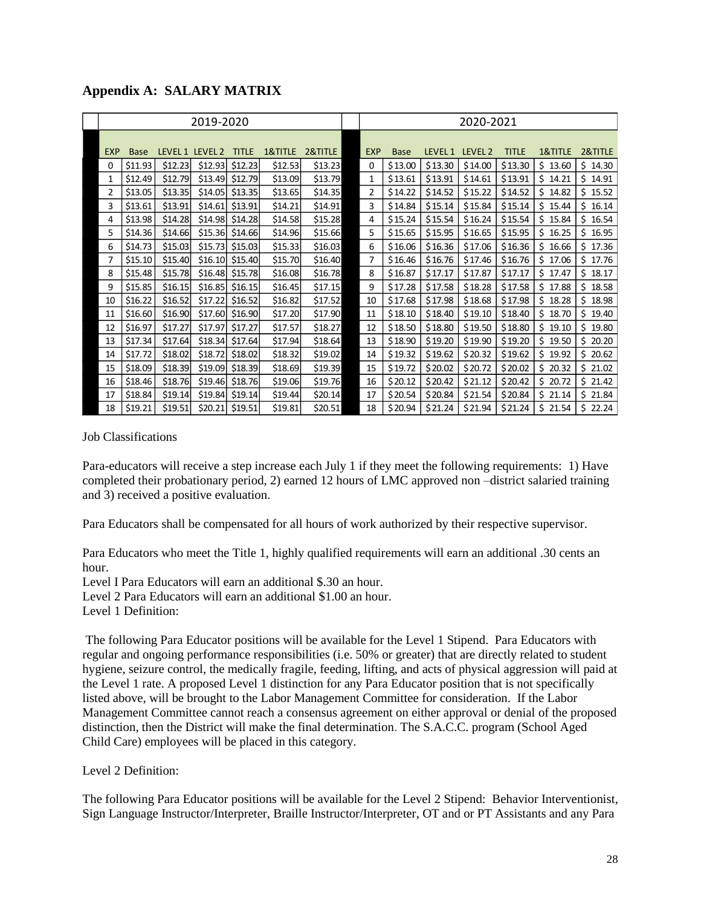## Appendix A: SALARY MATRIX

| 2019-2020 | | | | | | | 2020-2021 | | | | | | |
|---|---|---|---|---|---|---|---|---|---|---|---|---|---|
| EXP | Base | LEVEL 1 | LEVEL 2 | TITLE | 1&TITLE | 2&TITLE | EXP | Base | LEVEL 1 | LEVEL 2 | TITLE | 1&TITLE | 2&TITLE |
| 0 | $11.93 | $12.23 | $12.93 | $12.23 | $12.53 | $13.23 | 0 | $13.00 | $13.30 | $14.00 | $13.30 | $ 13.60 | $ 14.30 |
| 1 | $12.49 | $12.79 | $13.49 | $12.79 | $13.09 | $13.79 | 1 | $13.61 | $13.91 | $14.61 | $13.91 | $ 14.21 | $ 14.91 |
| 2 | $13.05 | $13.35 | $14.05 | $13.35 | $13.65 | $14.35 | 2 | $14.22 | $14.52 | $15.22 | $14.52 | $ 14.82 | $ 15.52 |
| 3 | $13.61 | $13.91 | $14.61 | $13.91 | $14.21 | $14.91 | 3 | $14.84 | $15.14 | $15.84 | $15.14 | $ 15.44 | $ 16.14 |
| 4 | $13.98 | $14.28 | $14.98 | $14.28 | $14.58 | $15.28 | 4 | $15.24 | $15.54 | $16.24 | $15.54 | $ 15.84 | $ 16.54 |
| 5 | $14.36 | $14.66 | $15.36 | $14.66 | $14.96 | $15.66 | 5 | $15.65 | $15.95 | $16.65 | $15.95 | $ 16.25 | $ 16.95 |
| 6 | $14.73 | $15.03 | $15.73 | $15.03 | $15.33 | $16.03 | 6 | $16.06 | $16.36 | $17.06 | $16.36 | $ 16.66 | $ 17.36 |
| 7 | $15.10 | $15.40 | $16.10 | $15.40 | $15.70 | $16.40 | 7 | $16.46 | $16.76 | $17.46 | $16.76 | $ 17.06 | $ 17.76 |
| 8 | $15.48 | $15.78 | $16.48 | $15.78 | $16.08 | $16.78 | 8 | $16.87 | $17.17 | $17.87 | $17.17 | $ 17.47 | $ 18.17 |
| 9 | $15.85 | $16.15 | $16.85 | $16.15 | $16.45 | $17.15 | 9 | $17.28 | $17.58 | $18.28 | $17.58 | $ 17.88 | $ 18.58 |
| 10 | $16.22 | $16.52 | $17.22 | $16.52 | $16.82 | $17.52 | 10 | $17.68 | $17.98 | $18.68 | $17.98 | $ 18.28 | $ 18.98 |
| 11 | $16.60 | $16.90 | $17.60 | $16.90 | $17.20 | $17.90 | 11 | $18.10 | $18.40 | $19.10 | $18.40 | $ 18.70 | $ 19.40 |
| 12 | $16.97 | $17.27 | $17.97 | $17.27 | $17.57 | $18.27 | 12 | $18.50 | $18.80 | $19.50 | $18.80 | $ 19.10 | $ 19.80 |
| 13 | $17.34 | $17.64 | $18.34 | $17.64 | $17.94 | $18.64 | 13 | $18.90 | $19.20 | $19.90 | $19.20 | $ 19.50 | $ 20.20 |
| 14 | $17.72 | $18.02 | $18.72 | $18.02 | $18.32 | $19.02 | 14 | $19.32 | $19.62 | $20.32 | $19.62 | $ 19.92 | $ 20.62 |
| 15 | $18.09 | $18.39 | $19.09 | $18.39 | $18.69 | $19.39 | 15 | $19.72 | $20.02 | $20.72 | $20.02 | $ 20.32 | $ 21.02 |
| 16 | $18.46 | $18.76 | $19.46 | $18.76 | $19.06 | $19.76 | 16 | $20.12 | $20.42 | $21.12 | $20.42 | $ 20.72 | $ 21.42 |
| 17 | $18.84 | $19.14 | $19.84 | $19.14 | $19.44 | $20.14 | 17 | $20.54 | $20.84 | $21.54 | $20.84 | $ 21.14 | $ 21.84 |
| 18 | $19.21 | $19.51 | $20.21 | $19.51 | $19.81 | $20.51 | 18 | $20.94 | $21.24 | $21.94 | $21.24 | $ 21.54 | $ 22.24 |

Job Classifications

Para-educators will receive a step increase each July 1 if they meet the following requirements: 1) Have completed their probationary period, 2) earned 12 hours of LMC approved non –district salaried training and 3) received a positive evaluation.

Para Educators shall be compensated for all hours of work authorized by their respective supervisor.

Para Educators who meet the Title 1, highly qualified requirements will earn an additional .30 cents an hour.

Level I Para Educators will earn an additional $.30 an hour.

Level 2 Para Educators will earn an additional $1.00 an hour.

Level 1 Definition:

The following Para Educator positions will be available for the Level 1 Stipend. Para Educators with regular and ongoing performance responsibilities (i.e. 50% or greater) that are directly related to student hygiene, seizure control, the medically fragile, feeding, lifting, and acts of physical aggression will paid at the Level 1 rate. A proposed Level 1 distinction for any Para Educator position that is not specifically listed above, will be brought to the Labor Management Committee for consideration. If the Labor Management Committee cannot reach a consensus agreement on either approval or denial of the proposed distinction, then the District will make the final determination. The S.A.C.C. program (School Aged Child Care) employees will be placed in this category.

Level 2 Definition:

The following Para Educator positions will be available for the Level 2 Stipend: Behavior Interventionist, Sign Language Instructor/Interpreter, Braille Instructor/Interpreter, OT and or PT Assistants and any Para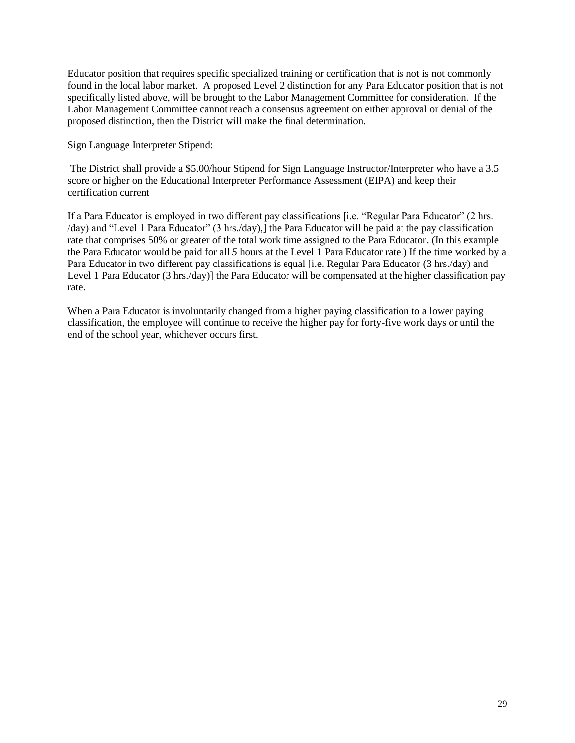Educator position that requires specific specialized training or certification that is not is not commonly found in the local labor market. A proposed Level 2 distinction for any Para Educator position that is not specifically listed above, will be brought to the Labor Management Committee for consideration. If the Labor Management Committee cannot reach a consensus agreement on either approval or denial of the proposed distinction, then the District will make the final determination.

Sign Language Interpreter Stipend:

The District shall provide a $5.00/hour Stipend for Sign Language Instructor/Interpreter who have a 3.5 score or higher on the Educational Interpreter Performance Assessment (EIPA) and keep their certification current

If a Para Educator is employed in two different pay classifications [i.e. "Regular Para Educator" (2 hrs. /day) and "Level 1 Para Educator" (3 hrs./day),] the Para Educator will be paid at the pay classification rate that comprises 50% or greater of the total work time assigned to the Para Educator. (In this example the Para Educator would be paid for all 5 hours at the Level 1 Para Educator rate.) If the time worked by a Para Educator in two different pay classifications is equal [i.e. Regular Para Educator (3 hrs./day) and Level 1 Para Educator (3 hrs./day)] the Para Educator will be compensated at the higher classification pay rate.

When a Para Educator is involuntarily changed from a higher paying classification to a lower paying classification, the employee will continue to receive the higher pay for forty-five work days or until the end of the school year, whichever occurs first.